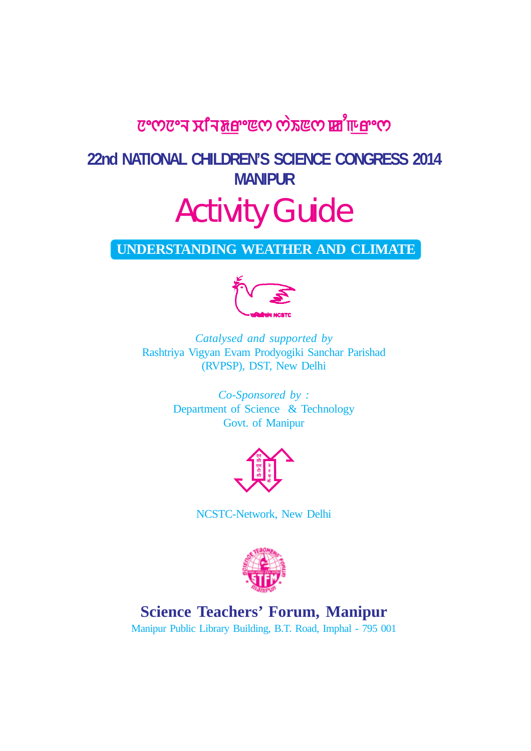# 22nd NATIONAL CHILDREN'S SCIENCE CONGRESS 2014
## MANIPUR

# Activity Guide

**UNDERSTANDING WEATHER AND CLIMATE**

*Catalysed and supported by*
Rashtriya Vigyan Evam Prodyogiki Sanchar Parishad
(RVPSP), DST, New Delhi

*Co-Sponsored by :*
Department of Science & Technology
Govt. of Manipur

NCSTC-Network, New Delhi

**Science Teachers' Forum, Manipur**
Manipur Public Library Building, B.T. Road, Imphal - 795 001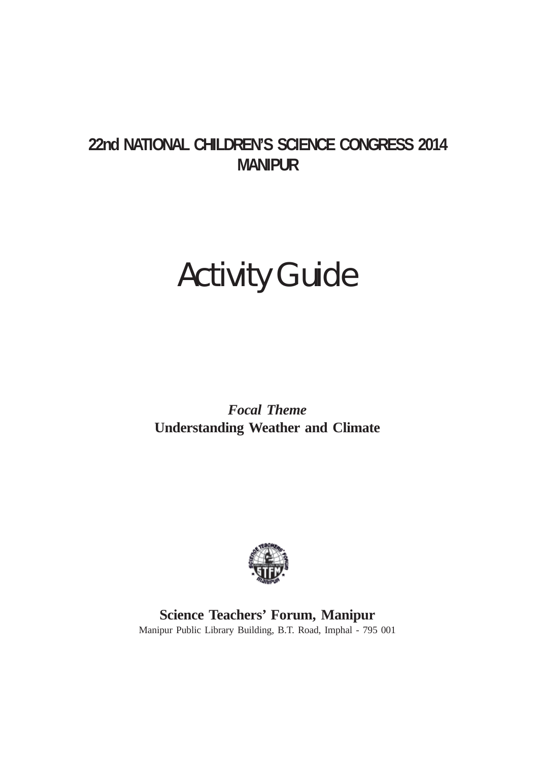# 22nd NATIONAL CHILDREN'S SCIENCE CONGRESS 2014
# MANIPUR

# Activity Guide

***Focal Theme***
**Understanding Weather and Climate**

**Science Teachers' Forum, Manipur**
Manipur Public Library Building, B.T. Road, Imphal - 795 001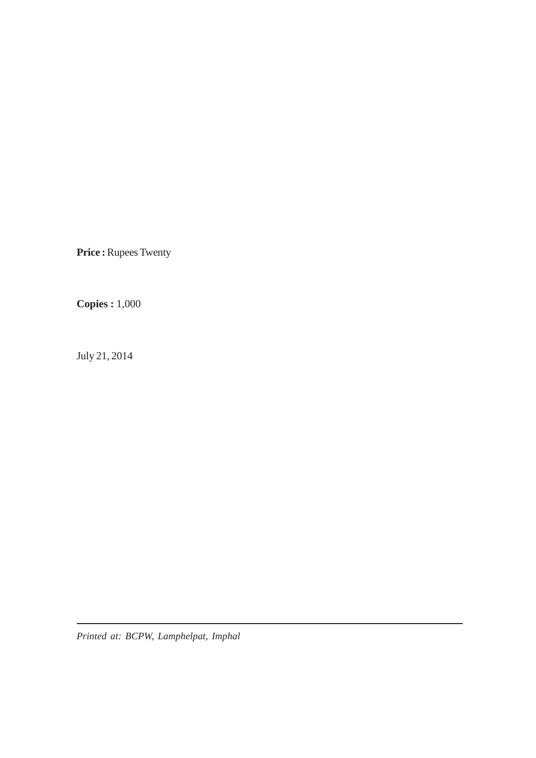**Price :** Rupees Twenty

**Copies :** 1,000

July 21, 2014

---

*Printed at: BCPW, Lamphelpat, Imphal*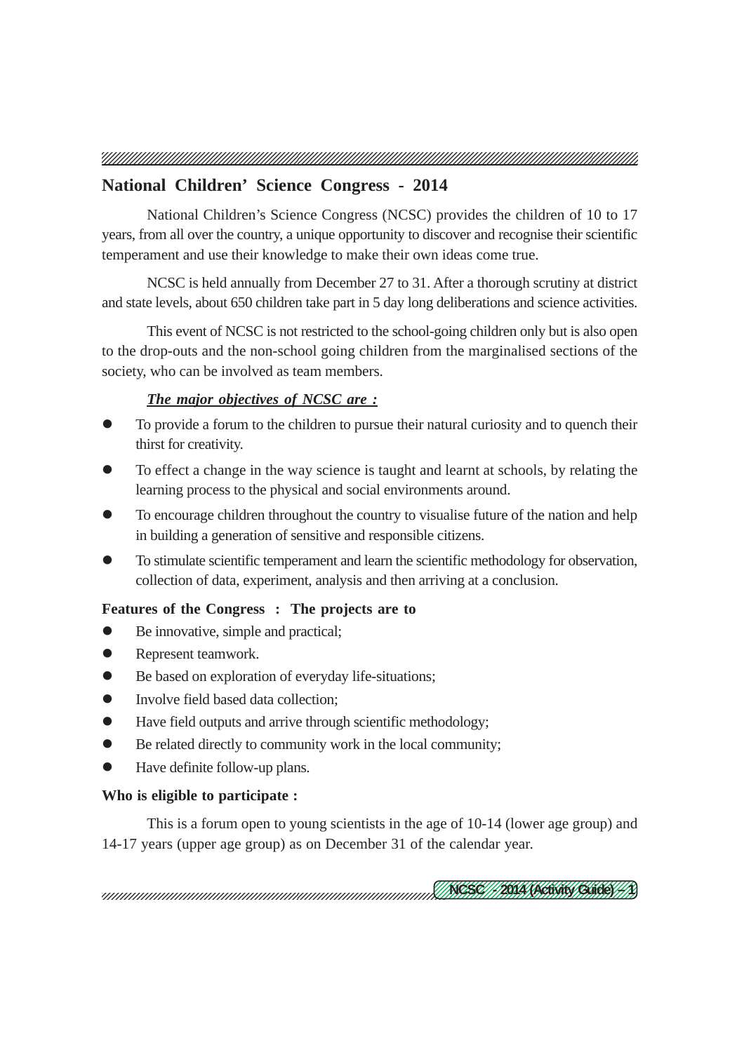## National Children' Science Congress - 2014

National Children's Science Congress (NCSC) provides the children of 10 to 17 years, from all over the country, a unique opportunity to discover and recognise their scientific temperament and use their knowledge to make their own ideas come true.

NCSC is held annually from December 27 to 31. After a thorough scrutiny at district and state levels, about 650 children take part in 5 day long deliberations and science activities.

This event of NCSC is not restricted to the school-going children only but is also open to the drop-outs and the non-school going children from the marginalised sections of the society, who can be involved as team members.

***The major objectives of NCSC are :***

- To provide a forum to the children to pursue their natural curiosity and to quench their thirst for creativity.
- To effect a change in the way science is taught and learnt at schools, by relating the learning process to the physical and social environments around.
- To encourage children throughout the country to visualise future of the nation and help in building a generation of sensitive and responsible citizens.
- To stimulate scientific temperament and learn the scientific methodology for observation, collection of data, experiment, analysis and then arriving at a conclusion.

**Features of the Congress : The projects are to**

- Be innovative, simple and practical;
- Represent teamwork.
- Be based on exploration of everyday life-situations;
- Involve field based data collection;
- Have field outputs and arrive through scientific methodology;
- Be related directly to community work in the local community;
- Have definite follow-up plans.

**Who is eligible to participate :**

This is a forum open to young scientists in the age of 10-14 (lower age group) and 14-17 years (upper age group) as on December 31 of the calendar year.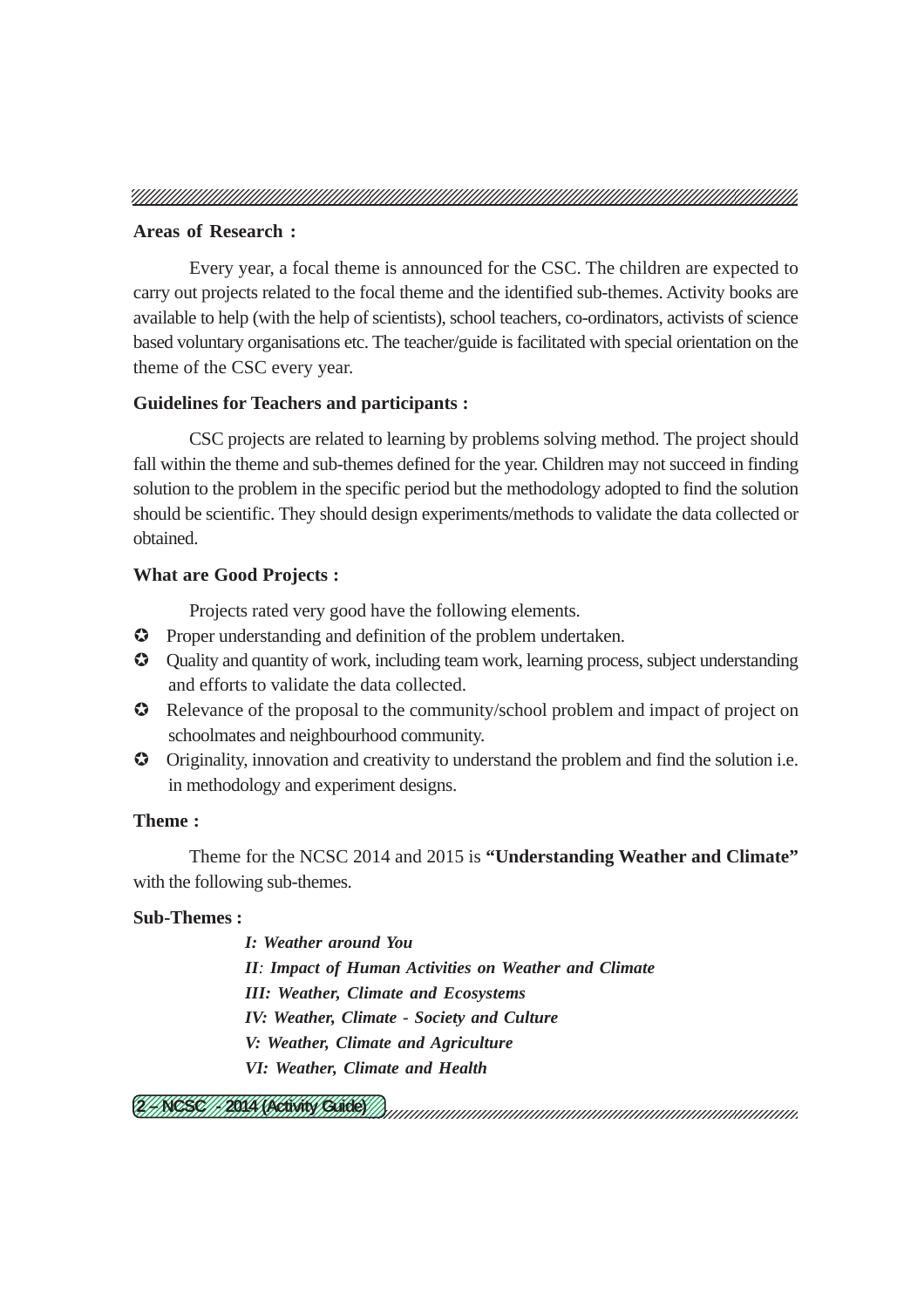**Areas of Research :**

Every year, a focal theme is announced for the CSC. The children are expected to carry out projects related to the focal theme and the identified sub-themes. Activity books are available to help (with the help of scientists), school teachers, co-ordinators, activists of science based voluntary organisations etc. The teacher/guide is facilitated with special orientation on the theme of the CSC every year.

**Guidelines for Teachers and participants :**

CSC projects are related to learning by problems solving method. The project should fall within the theme and sub-themes defined for the year. Children may not succeed in finding solution to the problem in the specific period but the methodology adopted to find the solution should be scientific. They should design experiments/methods to validate the data collected or obtained.

**What are Good Projects :**

Projects rated very good have the following elements.

- Proper understanding and definition of the problem undertaken.
- Quality and quantity of work, including team work, learning process, subject understanding and efforts to validate the data collected.
- Relevance of the proposal to the community/school problem and impact of project on schoolmates and neighbourhood community.
- Originality, innovation and creativity to understand the problem and find the solution i.e. in methodology and experiment designs.

**Theme :**

Theme for the NCSC 2014 and 2015 is **"Understanding Weather and Climate"** with the following sub-themes.

**Sub-Themes :**

***I: Weather around You***

***II: Impact of Human Activities on Weather and Climate***

***III: Weather, Climate and Ecosystems***

***IV: Weather, Climate - Society and Culture***

***V: Weather, Climate and Agriculture***

***VI: Weather, Climate and Health***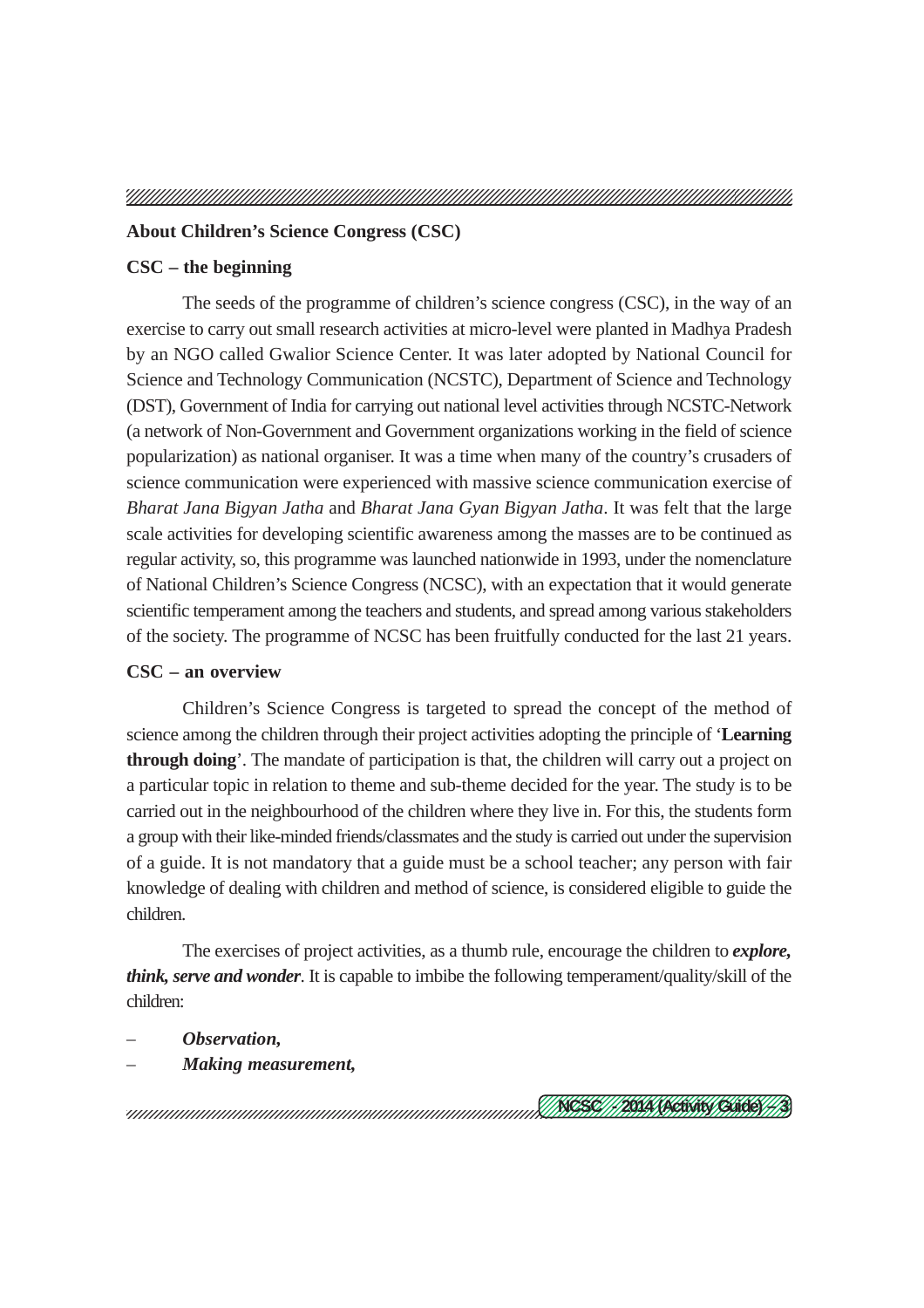## About Children's Science Congress (CSC)

### CSC – the beginning

The seeds of the programme of children's science congress (CSC), in the way of an exercise to carry out small research activities at micro-level were planted in Madhya Pradesh by an NGO called Gwalior Science Center. It was later adopted by National Council for Science and Technology Communication (NCSTC), Department of Science and Technology (DST), Government of India for carrying out national level activities through NCSTC-Network (a network of Non-Government and Government organizations working in the field of science popularization) as national organiser. It was a time when many of the country's crusaders of science communication were experienced with massive science communication exercise of *Bharat Jana Bigyan Jatha* and *Bharat Jana Gyan Bigyan Jatha*. It was felt that the large scale activities for developing scientific awareness among the masses are to be continued as regular activity, so, this programme was launched nationwide in 1993, under the nomenclature of National Children's Science Congress (NCSC), with an expectation that it would generate scientific temperament among the teachers and students, and spread among various stakeholders of the society. The programme of NCSC has been fruitfully conducted for the last 21 years.

### CSC – an overview

Children's Science Congress is targeted to spread the concept of the method of science among the children through their project activities adopting the principle of '**Learning through doing**'. The mandate of participation is that, the children will carry out a project on a particular topic in relation to theme and sub-theme decided for the year. The study is to be carried out in the neighbourhood of the children where they live in. For this, the students form a group with their like-minded friends/classmates and the study is carried out under the supervision of a guide. It is not mandatory that a guide must be a school teacher; any person with fair knowledge of dealing with children and method of science, is considered eligible to guide the children.

The exercises of project activities, as a thumb rule, encourage the children to ***explore, think, serve and wonder***. It is capable to imbibe the following temperament/quality/skill of the children:

- ***Observation,***
- ***Making measurement,***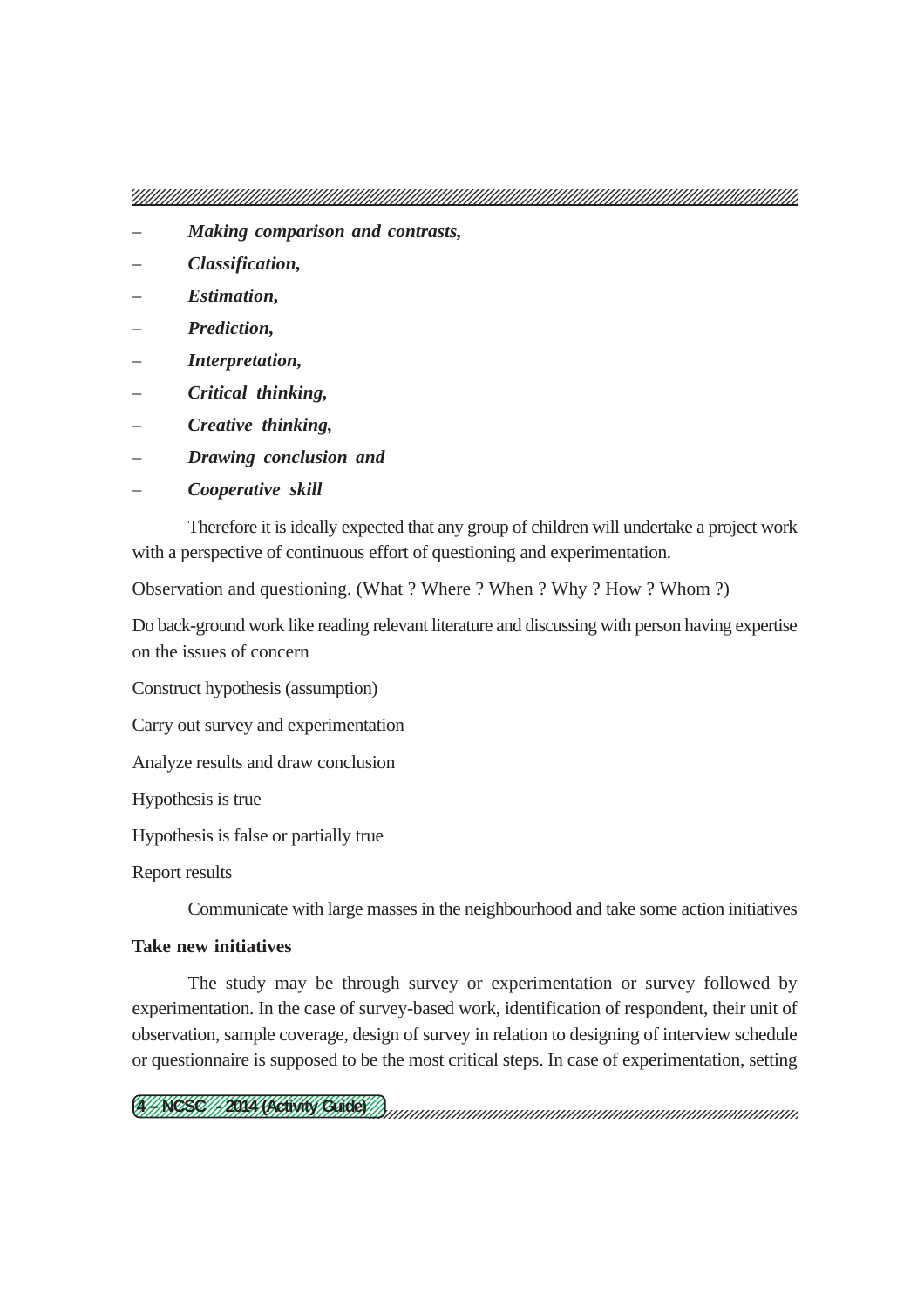- ***Making comparison and contrasts,***
- ***Classification,***
- ***Estimation,***
- ***Prediction,***
- ***Interpretation,***
- ***Critical thinking,***
- ***Creative thinking,***
- ***Drawing conclusion and***
- ***Cooperative skill***

Therefore it is ideally expected that any group of children will undertake a project work with a perspective of continuous effort of questioning and experimentation.

Observation and questioning. (What ? Where ? When ? Why ? How ? Whom ?)

Do back-ground work like reading relevant literature and discussing with person having expertise on the issues of concern

Construct hypothesis (assumption)

Carry out survey and experimentation

Analyze results and draw conclusion

Hypothesis is true

Hypothesis is false or partially true

Report results

Communicate with large masses in the neighbourhood and take some action initiatives

**Take new initiatives**

The study may be through survey or experimentation or survey followed by experimentation. In the case of survey-based work, identification of respondent, their unit of observation, sample coverage, design of survey in relation to designing of interview schedule or questionnaire is supposed to be the most critical steps. In case of experimentation, setting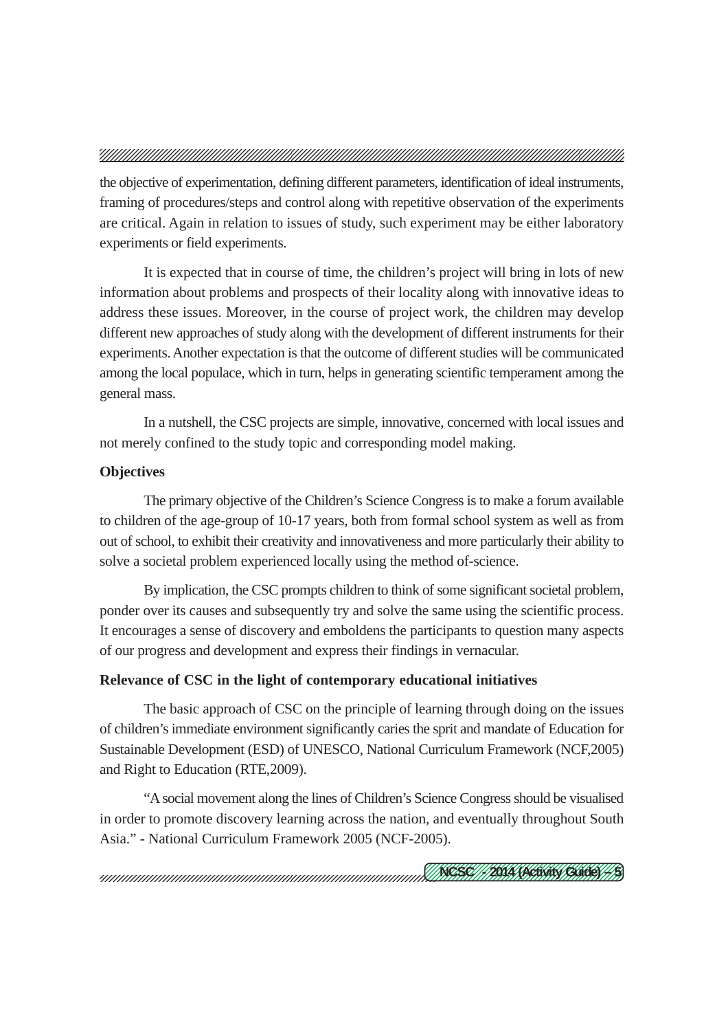the objective of experimentation, defining different parameters, identification of ideal instruments, framing of procedures/steps and control along with repetitive observation of the experiments are critical. Again in relation to issues of study, such experiment may be either laboratory experiments or field experiments.

It is expected that in course of time, the children's project will bring in lots of new information about problems and prospects of their locality along with innovative ideas to address these issues. Moreover, in the course of project work, the children may develop different new approaches of study along with the development of different instruments for their experiments. Another expectation is that the outcome of different studies will be communicated among the local populace, which in turn, helps in generating scientific temperament among the general mass.

In a nutshell, the CSC projects are simple, innovative, concerned with local issues and not merely confined to the study topic and corresponding model making.

**Objectives**

The primary objective of the Children's Science Congress is to make a forum available to children of the age-group of 10-17 years, both from formal school system as well as from out of school, to exhibit their creativity and innovativeness and more particularly their ability to solve a societal problem experienced locally using the method of-science.

By implication, the CSC prompts children to think of some significant societal problem, ponder over its causes and subsequently try and solve the same using the scientific process. It encourages a sense of discovery and emboldens the participants to question many aspects of our progress and development and express their findings in vernacular.

**Relevance of CSC in the light of contemporary educational initiatives**

The basic approach of CSC on the principle of learning through doing on the issues of children's immediate environment significantly caries the sprit and mandate of Education for Sustainable Development (ESD) of UNESCO, National Curriculum Framework (NCF,2005) and Right to Education (RTE,2009).

"A social movement along the lines of Children's Science Congress should be visualised in order to promote discovery learning across the nation, and eventually throughout South Asia." - National Curriculum Framework 2005 (NCF-2005).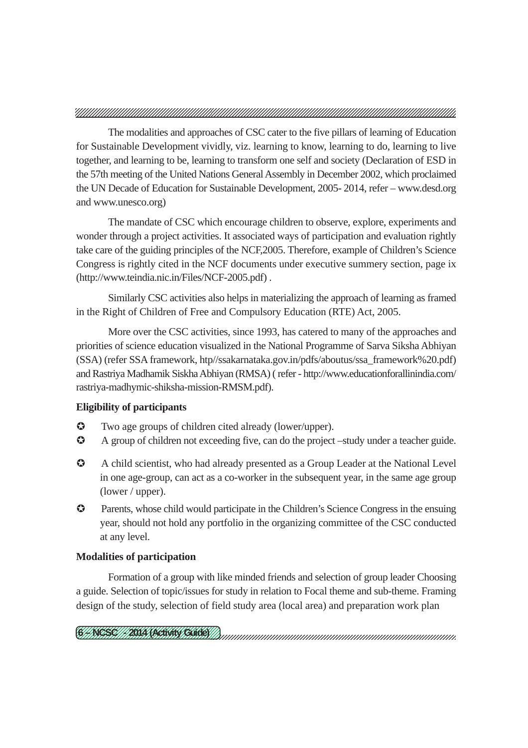The modalities and approaches of CSC cater to the five pillars of learning of Education for Sustainable Development vividly, viz. learning to know, learning to do, learning to live together, and learning to be, learning to transform one self and society (Declaration of ESD in the 57th meeting of the United Nations General Assembly in December 2002, which proclaimed the UN Decade of Education for Sustainable Development, 2005- 2014, refer – www.desd.org and www.unesco.org)

The mandate of CSC which encourage children to observe, explore, experiments and wonder through a project activities. It associated ways of participation and evaluation rightly take care of the guiding principles of the NCF,2005. Therefore, example of Children's Science Congress is rightly cited in the NCF documents under executive summery section, page ix (http://www.teindia.nic.in/Files/NCF-2005.pdf) .

Similarly CSC activities also helps in materializing the approach of learning as framed in the Right of Children of Free and Compulsory Education (RTE) Act, 2005.

More over the CSC activities, since 1993, has catered to many of the approaches and priorities of science education visualized in the National Programme of Sarva Siksha Abhiyan (SSA) (refer SSA framework, htp//ssakarnataka.gov.in/pdfs/aboutus/ssa_framework%20.pdf) and Rastriya Madhamik Siskha Abhiyan (RMSA) ( refer - http://www.educationforallinindia.com/rastriya-madhymic-shiksha-mission-RMSM.pdf).

**Eligibility of participants**

- Two age groups of children cited already (lower/upper).
- A group of children not exceeding five, can do the project –study under a teacher guide.
- A child scientist, who had already presented as a Group Leader at the National Level in one age-group, can act as a co-worker in the subsequent year, in the same age group (lower / upper).
- Parents, whose child would participate in the Children's Science Congress in the ensuing year, should not hold any portfolio in the organizing committee of the CSC conducted at any level.

**Modalities of participation**

Formation of a group with like minded friends and selection of group leader Choosing a guide. Selection of topic/issues for study in relation to Focal theme and sub-theme. Framing design of the study, selection of field study area (local area) and preparation work plan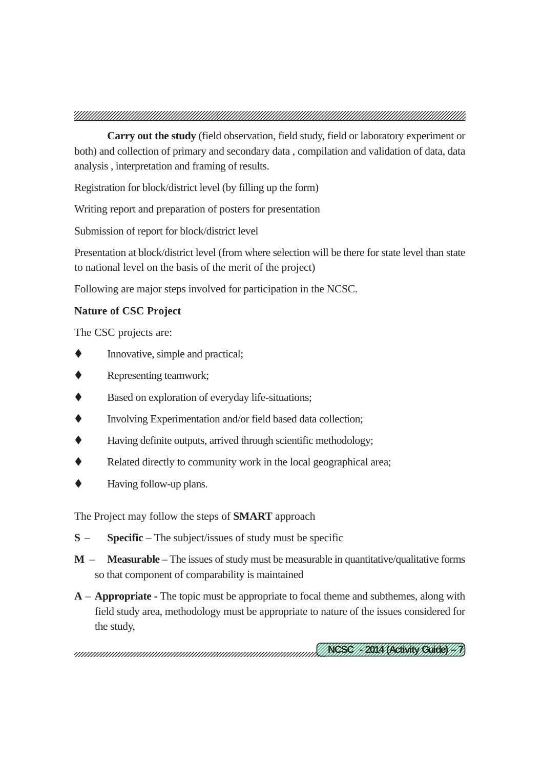**Carry out the study** (field observation, field study, field or laboratory experiment or both) and collection of primary and secondary data , compilation and validation of data, data analysis , interpretation and framing of results.

Registration for block/district level (by filling up the form)

Writing report and preparation of posters for presentation

Submission of report for block/district level

Presentation at block/district level (from where selection will be there for state level than state to national level on the basis of the merit of the project)

Following are major steps involved for participation in the NCSC.

**Nature of CSC Project**

The CSC projects are:

- Innovative, simple and practical;
- Representing teamwork;
- Based on exploration of everyday life-situations;
- Involving Experimentation and/or field based data collection;
- Having definite outputs, arrived through scientific methodology;
- Related directly to community work in the local geographical area;
- Having follow-up plans.

The Project may follow the steps of **SMART** approach

**S** – **Specific** – The subject/issues of study must be specific

**M** – **Measurable** – The issues of study must be measurable in quantitative/qualitative forms so that component of comparability is maintained

**A** – **Appropriate -** The topic must be appropriate to focal theme and subthemes, along with field study area, methodology must be appropriate to nature of the issues considered for the study,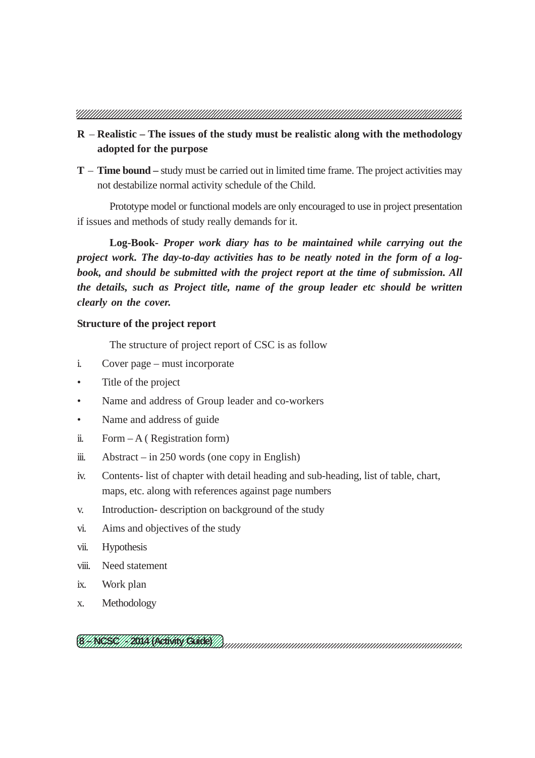**R** – **Realistic – The issues of the study must be realistic along with the methodology adopted for the purpose**

**T** – **Time bound –** study must be carried out in limited time frame. The project activities may not destabilize normal activity schedule of the Child.

Prototype model or functional models are only encouraged to use in project presentation if issues and methods of study really demands for it.

**Log-Book-** ***Proper work diary has to be maintained while carrying out the project work. The day-to-day activities has to be neatly noted in the form of a log-book, and should be submitted with the project report at the time of submission. All the details, such as Project title, name of the group leader etc should be written clearly on the cover.***

**Structure of the project report**

The structure of project report of CSC is as follow

i. Cover page – must incorporate

- Title of the project
- Name and address of Group leader and co-workers
- Name and address of guide

ii. Form – A ( Registration form)

iii. Abstract – in 250 words (one copy in English)

iv. Contents- list of chapter with detail heading and sub-heading, list of table, chart, maps, etc. along with references against page numbers

v. Introduction- description on background of the study

vi. Aims and objectives of the study

vii. Hypothesis

viii. Need statement

ix. Work plan

x. Methodology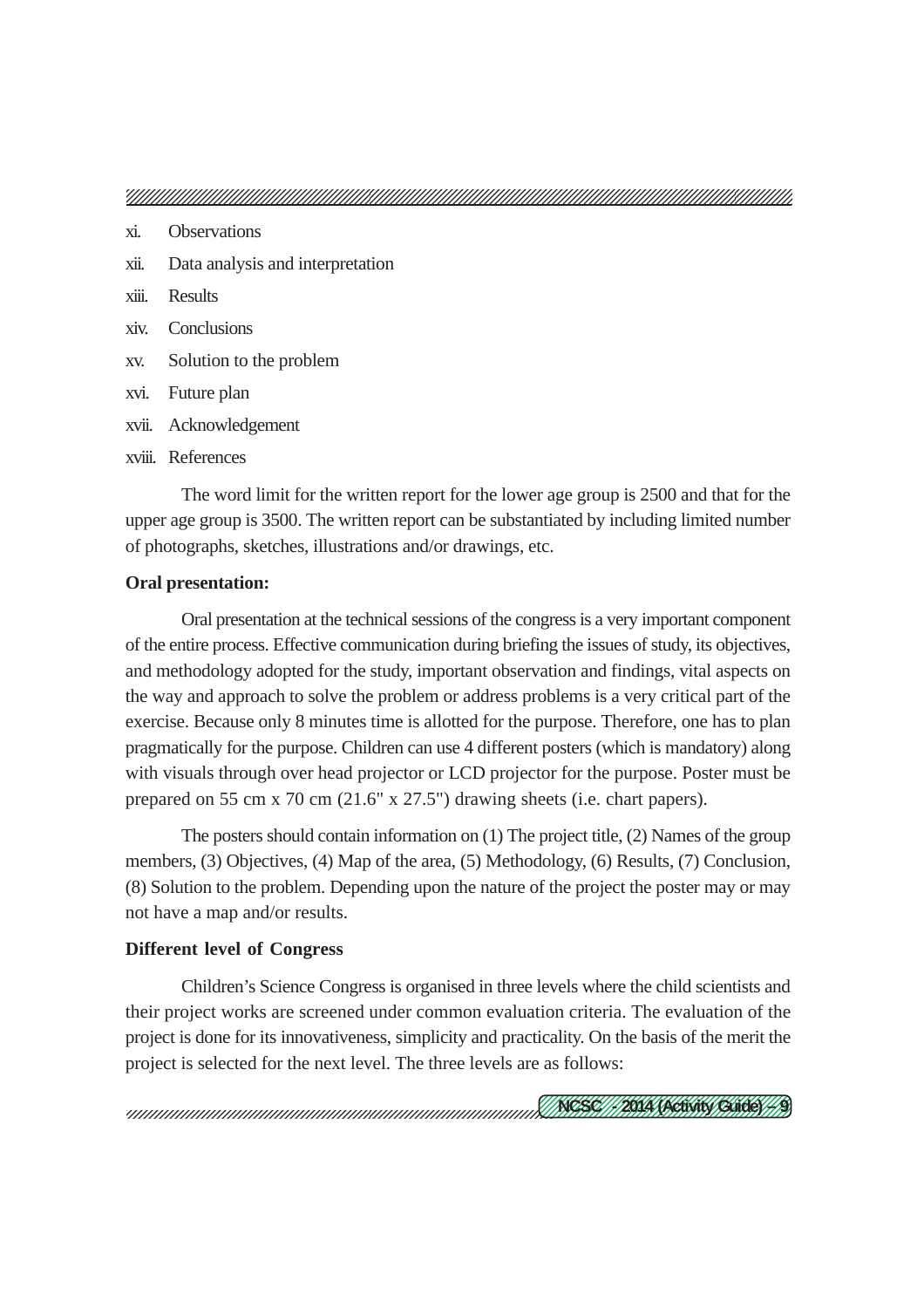xi. Observations

xii. Data analysis and interpretation

xiii. Results

xiv. Conclusions

xv. Solution to the problem

xvi. Future plan

xvii. Acknowledgement

xviii. References

The word limit for the written report for the lower age group is 2500 and that for the upper age group is 3500. The written report can be substantiated by including limited number of photographs, sketches, illustrations and/or drawings, etc.

**Oral presentation:**

Oral presentation at the technical sessions of the congress is a very important component of the entire process. Effective communication during briefing the issues of study, its objectives, and methodology adopted for the study, important observation and findings, vital aspects on the way and approach to solve the problem or address problems is a very critical part of the exercise. Because only 8 minutes time is allotted for the purpose. Therefore, one has to plan pragmatically for the purpose. Children can use 4 different posters (which is mandatory) along with visuals through over head projector or LCD projector for the purpose. Poster must be prepared on 55 cm x 70 cm (21.6" x 27.5") drawing sheets (i.e. chart papers).

The posters should contain information on (1) The project title, (2) Names of the group members, (3) Objectives, (4) Map of the area, (5) Methodology, (6) Results, (7) Conclusion, (8) Solution to the problem. Depending upon the nature of the project the poster may or may not have a map and/or results.

**Different level of Congress**

Children's Science Congress is organised in three levels where the child scientists and their project works are screened under common evaluation criteria. The evaluation of the project is done for its innovativeness, simplicity and practicality. On the basis of the merit the project is selected for the next level. The three levels are as follows: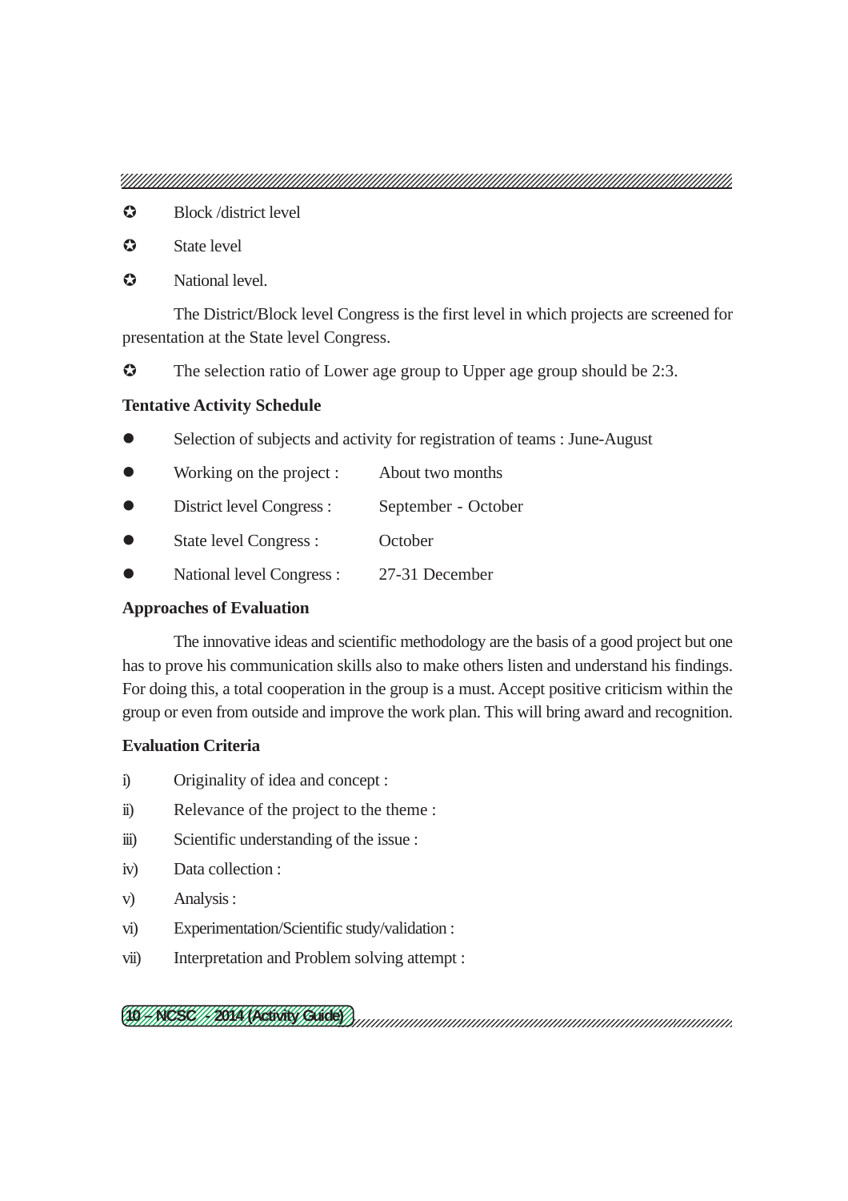- Block /district level
- State level
- National level.

The District/Block level Congress is the first level in which projects are screened for presentation at the State level Congress.

- The selection ratio of Lower age group to Upper age group should be 2:3.

**Tentative Activity Schedule**

- Selection of subjects and activity for registration of teams : June-August
- Working on the project : About two months
- District level Congress : September - October
- State level Congress : October
- National level Congress : 27-31 December

**Approaches of Evaluation**

The innovative ideas and scientific methodology are the basis of a good project but one has to prove his communication skills also to make others listen and understand his findings. For doing this, a total cooperation in the group is a must. Accept positive criticism within the group or even from outside and improve the work plan. This will bring award and recognition.

**Evaluation Criteria**

i) Originality of idea and concept :

ii) Relevance of the project to the theme :

iii) Scientific understanding of the issue :

iv) Data collection :

v) Analysis :

vi) Experimentation/Scientific study/validation :

vii) Interpretation and Problem solving attempt :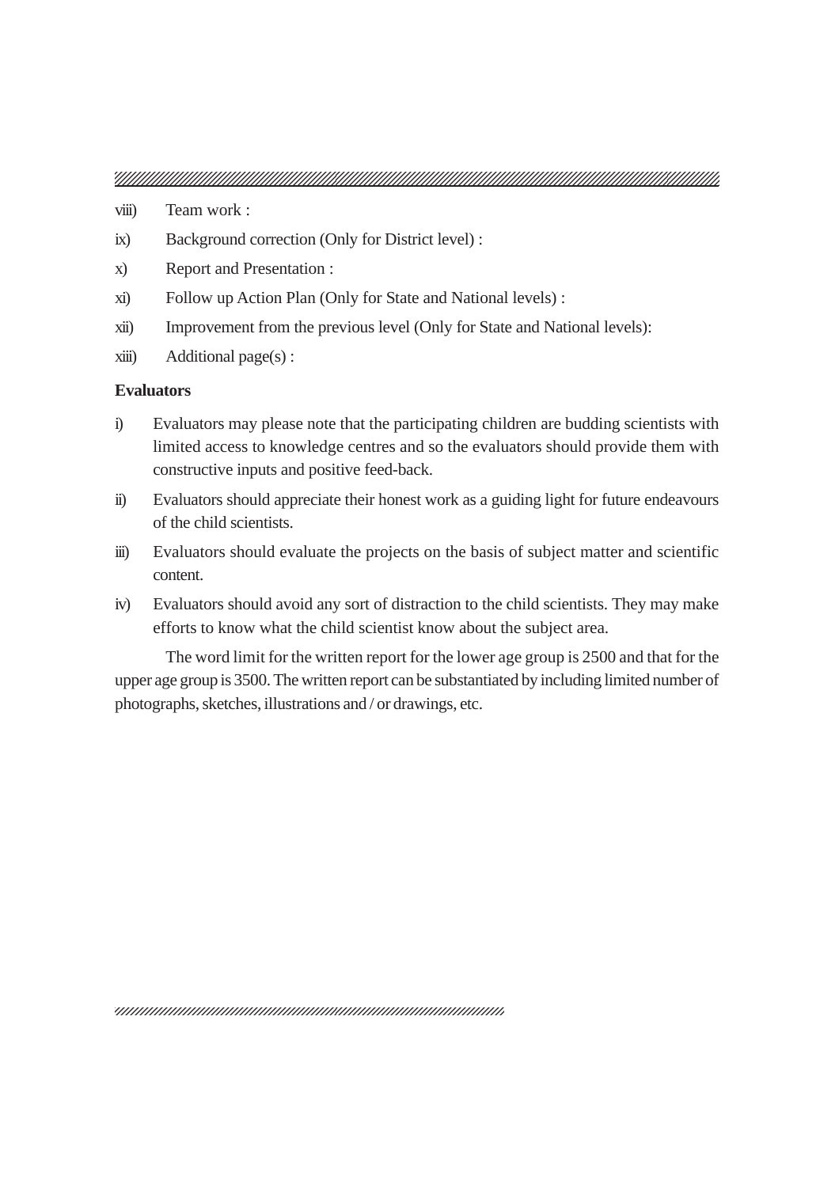viii) Team work :

ix) Background correction (Only for District level) :

x) Report and Presentation :

xi) Follow up Action Plan (Only for State and National levels) :

xii) Improvement from the previous level (Only for State and National levels):

xiii) Additional page(s) :

**Evaluators**

i) Evaluators may please note that the participating children are budding scientists with limited access to knowledge centres and so the evaluators should provide them with constructive inputs and positive feed-back.

ii) Evaluators should appreciate their honest work as a guiding light for future endeavours of the child scientists.

iii) Evaluators should evaluate the projects on the basis of subject matter and scientific content.

iv) Evaluators should avoid any sort of distraction to the child scientists. They may make efforts to know what the child scientist know about the subject area.

The word limit for the written report for the lower age group is 2500 and that for the upper age group is 3500. The written report can be substantiated by including limited number of photographs, sketches, illustrations and / or drawings, etc.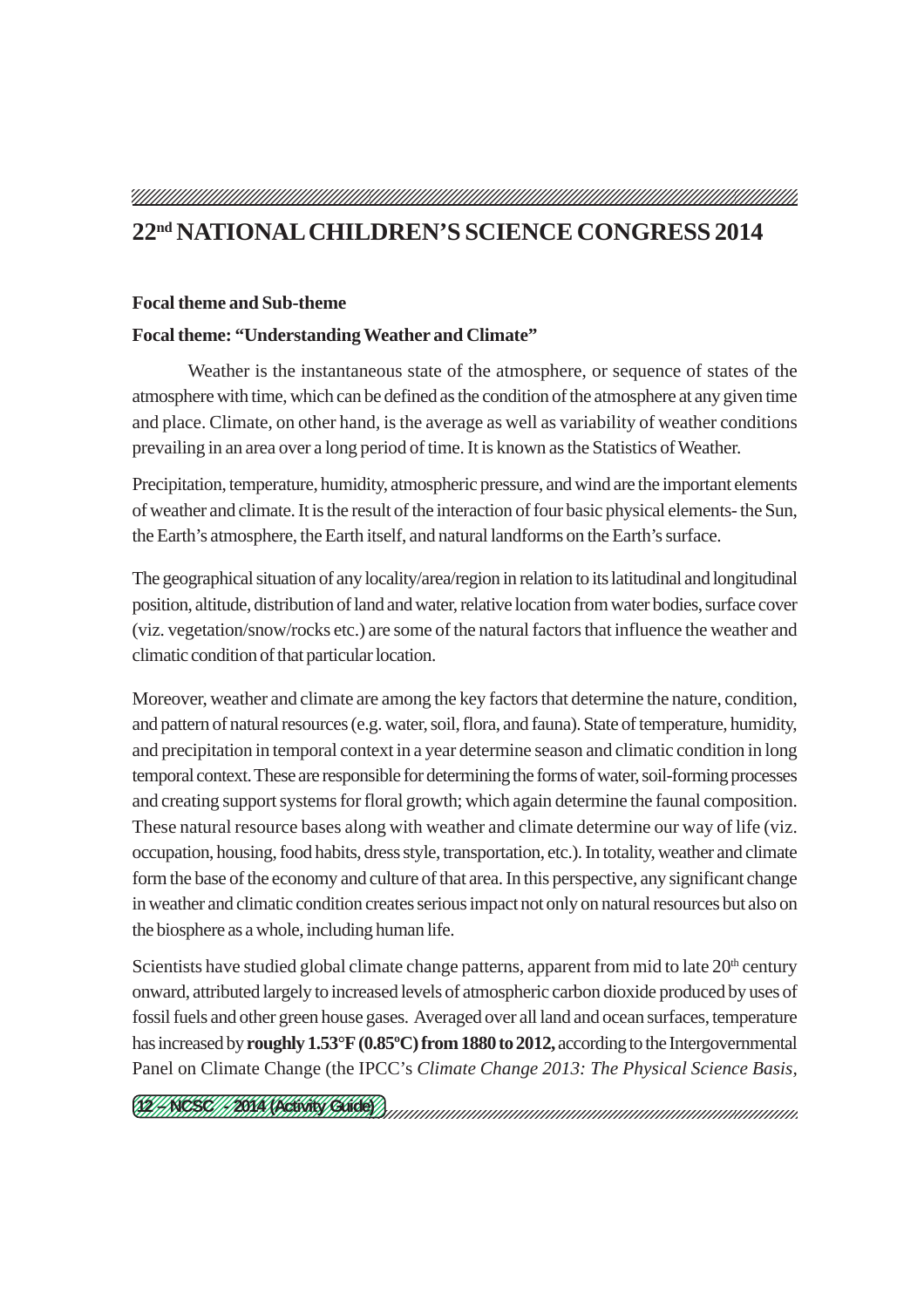# 22[nd] NATIONAL CHILDREN'S SCIENCE CONGRESS 2014

**Focal theme and Sub-theme**

**Focal theme: "Understanding Weather and Climate"**

Weather is the instantaneous state of the atmosphere, or sequence of states of the atmosphere with time, which can be defined as the condition of the atmosphere at any given time and place. Climate, on other hand, is the average as well as variability of weather conditions prevailing in an area over a long period of time. It is known as the Statistics of Weather.

Precipitation, temperature, humidity, atmospheric pressure, and wind are the important elements of weather and climate. It is the result of the interaction of four basic physical elements- the Sun, the Earth's atmosphere, the Earth itself, and natural landforms on the Earth's surface.

The geographical situation of any locality/area/region in relation to its latitudinal and longitudinal position, altitude, distribution of land and water, relative location from water bodies, surface cover (viz. vegetation/snow/rocks etc.) are some of the natural factors that influence the weather and climatic condition of that particular location.

Moreover, weather and climate are among the key factors that determine the nature, condition, and pattern of natural resources (e.g. water, soil, flora, and fauna). State of temperature, humidity, and precipitation in temporal context in a year determine season and climatic condition in long temporal context. These are responsible for determining the forms of water, soil-forming processes and creating support systems for floral growth; which again determine the faunal composition. These natural resource bases along with weather and climate determine our way of life (viz. occupation, housing, food habits, dress style, transportation, etc.). In totality, weather and climate form the base of the economy and culture of that area. In this perspective, any significant change in weather and climatic condition creates serious impact not only on natural resources but also on the biosphere as a whole, including human life.

Scientists have studied global climate change patterns, apparent from mid to late 20th century onward, attributed largely to increased levels of atmospheric carbon dioxide produced by uses of fossil fuels and other green house gases. Averaged over all land and ocean surfaces, temperature has increased by **roughly 1.53°F (0.85ºC) from 1880 to 2012,** according to the Intergovernmental Panel on Climate Change (the IPCC's *Climate Change 2013: The Physical Science Basis*,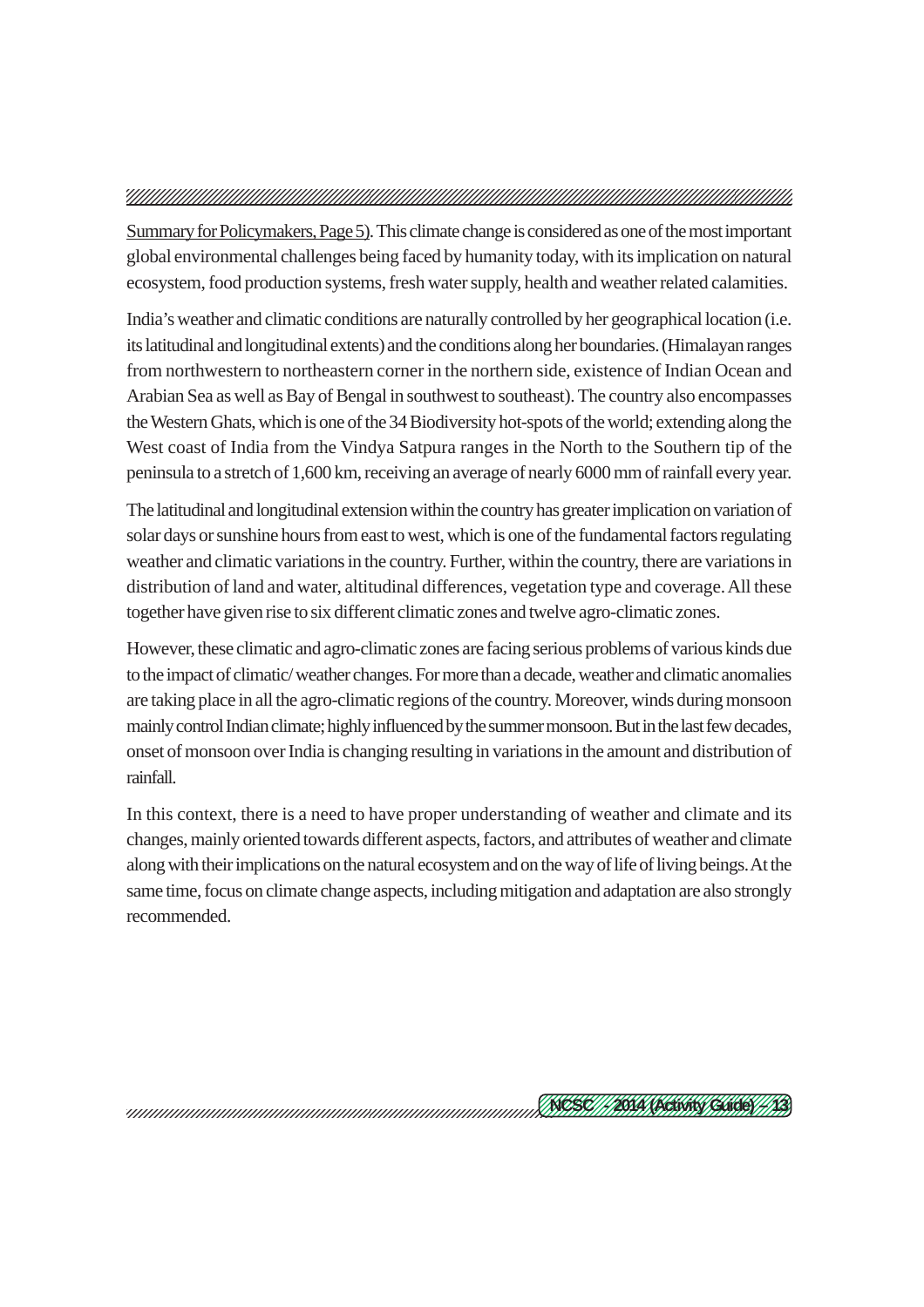Summary for Policymakers, Page 5). This climate change is considered as one of the most important global environmental challenges being faced by humanity today, with its implication on natural ecosystem, food production systems, fresh water supply, health and weather related calamities.

India's weather and climatic conditions are naturally controlled by her geographical location (i.e. its latitudinal and longitudinal extents) and the conditions along her boundaries. (Himalayan ranges from northwestern to northeastern corner in the northern side, existence of Indian Ocean and Arabian Sea as well as Bay of Bengal in southwest to southeast). The country also encompasses the Western Ghats, which is one of the 34 Biodiversity hot-spots of the world; extending along the West coast of India from the Vindya Satpura ranges in the North to the Southern tip of the peninsula to a stretch of 1,600 km, receiving an average of nearly 6000 mm of rainfall every year.

The latitudinal and longitudinal extension within the country has greater implication on variation of solar days or sunshine hours from east to west, which is one of the fundamental factors regulating weather and climatic variations in the country. Further, within the country, there are variations in distribution of land and water, altitudinal differences, vegetation type and coverage. All these together have given rise to six different climatic zones and twelve agro-climatic zones.

However, these climatic and agro-climatic zones are facing serious problems of various kinds due to the impact of climatic/ weather changes. For more than a decade, weather and climatic anomalies are taking place in all the agro-climatic regions of the country. Moreover, winds during monsoon mainly control Indian climate; highly influenced by the summer monsoon. But in the last few decades, onset of monsoon over India is changing resulting in variations in the amount and distribution of rainfall.

In this context, there is a need to have proper understanding of weather and climate and its changes, mainly oriented towards different aspects, factors, and attributes of weather and climate along with their implications on the natural ecosystem and on the way of life of living beings. At the same time, focus on climate change aspects, including mitigation and adaptation are also strongly recommended.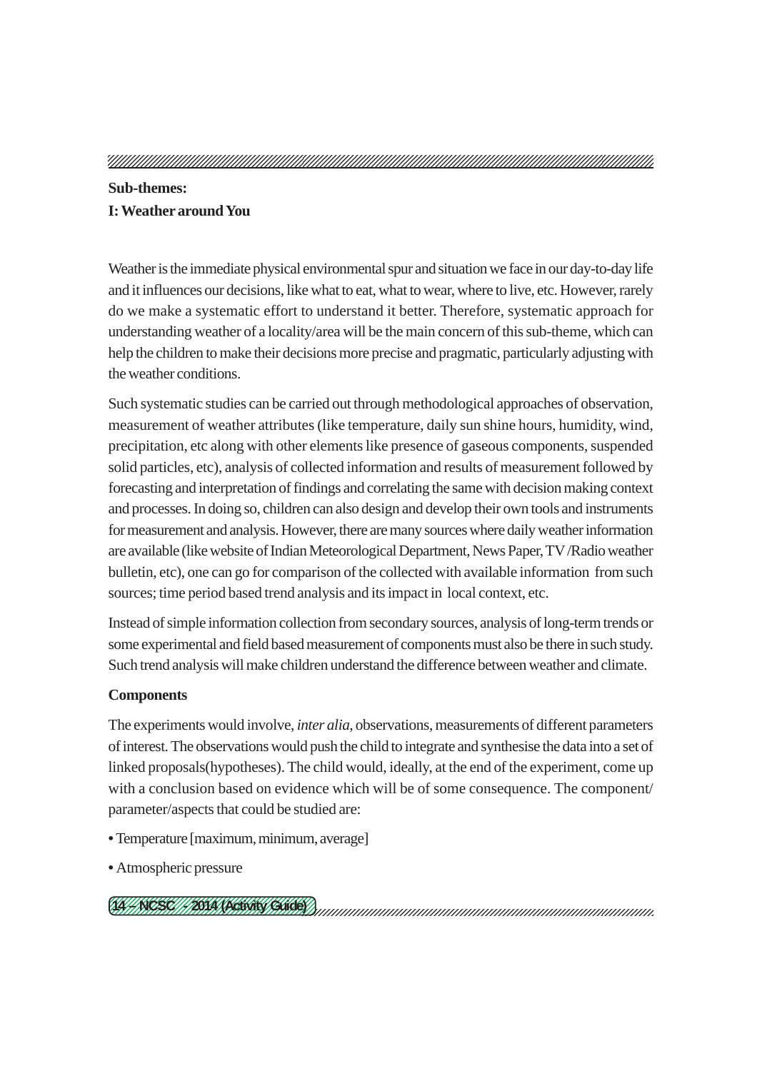**Sub-themes:**

**I: Weather around You**

Weather is the immediate physical environmental spur and situation we face in our day-to-day life and it influences our decisions, like what to eat, what to wear, where to live, etc. However, rarely do we make a systematic effort to understand it better. Therefore, systematic approach for understanding weather of a locality/area will be the main concern of this sub-theme, which can help the children to make their decisions more precise and pragmatic, particularly adjusting with the weather conditions.

Such systematic studies can be carried out through methodological approaches of observation, measurement of weather attributes (like temperature, daily sun shine hours, humidity, wind, precipitation, etc along with other elements like presence of gaseous components, suspended solid particles, etc), analysis of collected information and results of measurement followed by forecasting and interpretation of findings and correlating the same with decision making context and processes. In doing so, children can also design and develop their own tools and instruments for measurement and analysis. However, there are many sources where daily weather information are available (like website of Indian Meteorological Department, News Paper, TV /Radio weather bulletin, etc), one can go for comparison of the collected with available information from such sources; time period based trend analysis and its impact in local context, etc.

Instead of simple information collection from secondary sources, analysis of long-term trends or some experimental and field based measurement of components must also be there in such study. Such trend analysis will make children understand the difference between weather and climate.

**Components**

The experiments would involve, *inter alia*, observations, measurements of different parameters of interest. The observations would push the child to integrate and synthesise the data into a set of linked proposals(hypotheses). The child would, ideally, at the end of the experiment, come up with a conclusion based on evidence which will be of some consequence. The component/ parameter/aspects that could be studied are:

- Temperature [maximum, minimum, average]
- Atmospheric pressure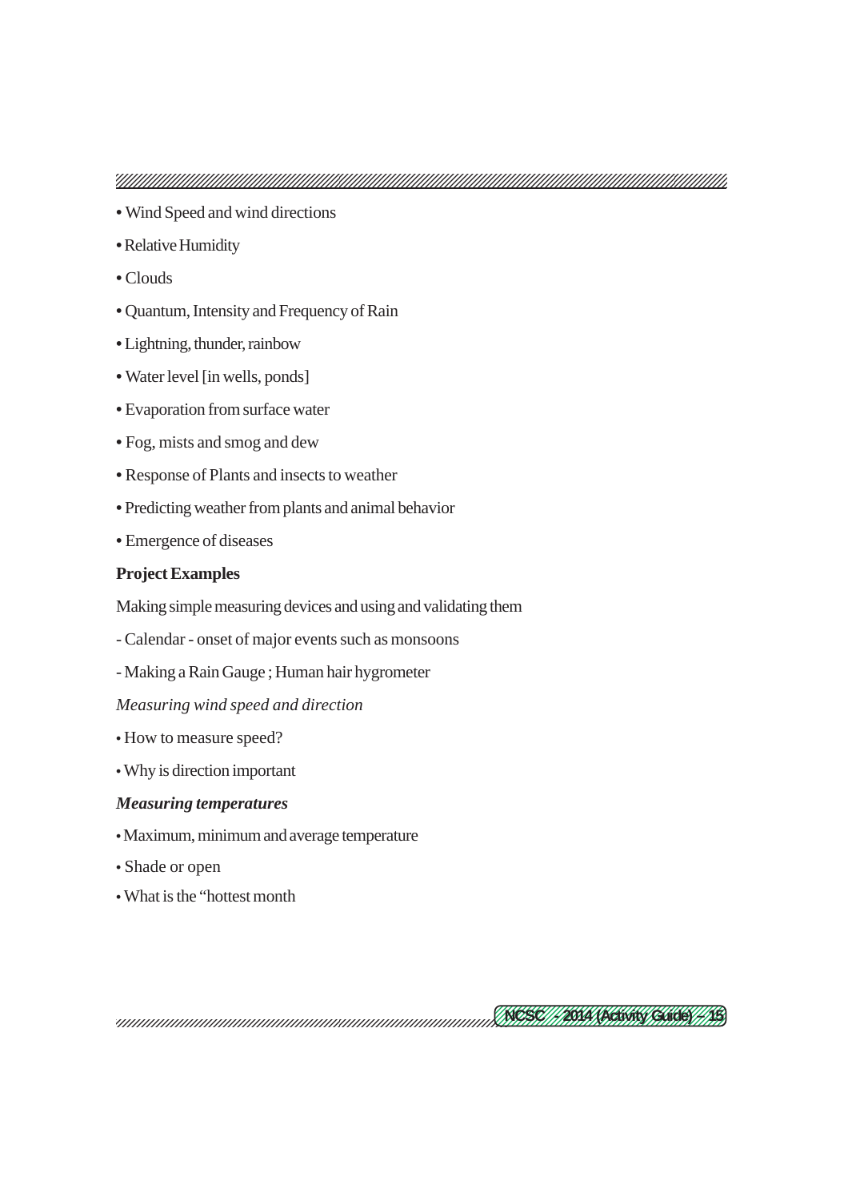- Wind Speed and wind directions
- Relative Humidity
- Clouds
- Quantum, Intensity and Frequency of Rain
- Lightning, thunder, rainbow
- Water level [in wells, ponds]
- Evaporation from surface water
- Fog, mists and smog and dew
- Response of Plants and insects to weather
- Predicting weather from plants and animal behavior
- Emergence of diseases

**Project Examples**

Making simple measuring devices and using and validating them

- Calendar - onset of major events such as monsoons

- Making a Rain Gauge ; Human hair hygrometer

*Measuring wind speed and direction*

- How to measure speed?
- Why is direction important

***Measuring temperatures***

- Maximum, minimum and average temperature
- Shade or open
- What is the "hottest month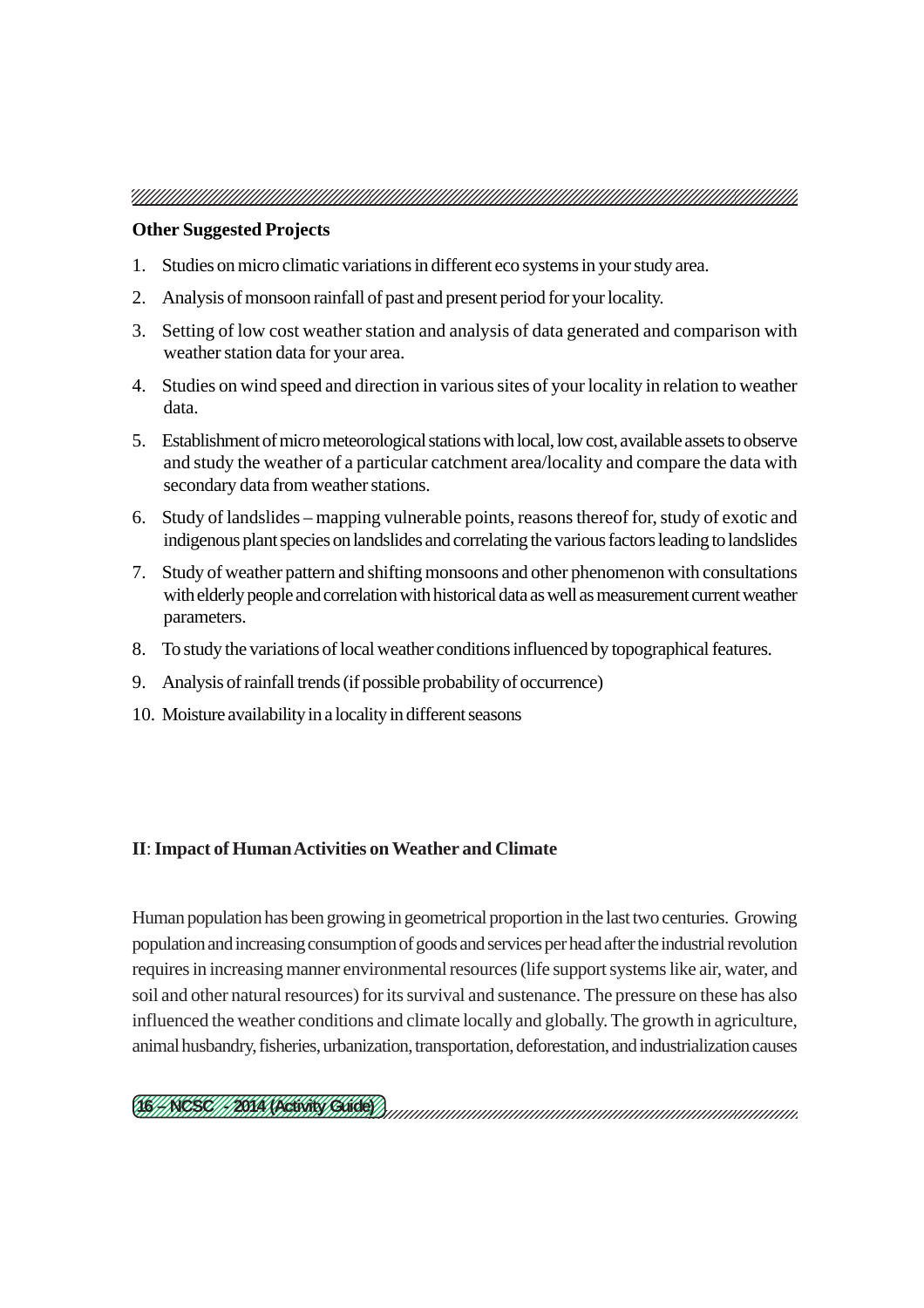**Other Suggested Projects**

1. Studies on micro climatic variations in different eco systems in your study area.
2. Analysis of monsoon rainfall of past and present period for your locality.
3. Setting of low cost weather station and analysis of data generated and comparison with weather station data for your area.
4. Studies on wind speed and direction in various sites of your locality in relation to weather data.
5. Establishment of micro meteorological stations with local, low cost, available assets to observe and study the weather of a particular catchment area/locality and compare the data with secondary data from weather stations.
6. Study of landslides – mapping vulnerable points, reasons thereof for, study of exotic and indigenous plant species on landslides and correlating the various factors leading to landslides
7. Study of weather pattern and shifting monsoons and other phenomenon with consultations with elderly people and correlation with historical data as well as measurement current weather parameters.
8. To study the variations of local weather conditions influenced by topographical features.
9. Analysis of rainfall trends (if possible probability of occurrence)
10. Moisture availability in a locality in different seasons

## II: Impact of Human Activities on Weather and Climate

Human population has been growing in geometrical proportion in the last two centuries. Growing population and increasing consumption of goods and services per head after the industrial revolution requires in increasing manner environmental resources (life support systems like air, water, and soil and other natural resources) for its survival and sustenance. The pressure on these has also influenced the weather conditions and climate locally and globally. The growth in agriculture, animal husbandry, fisheries, urbanization, transportation, deforestation, and industrialization causes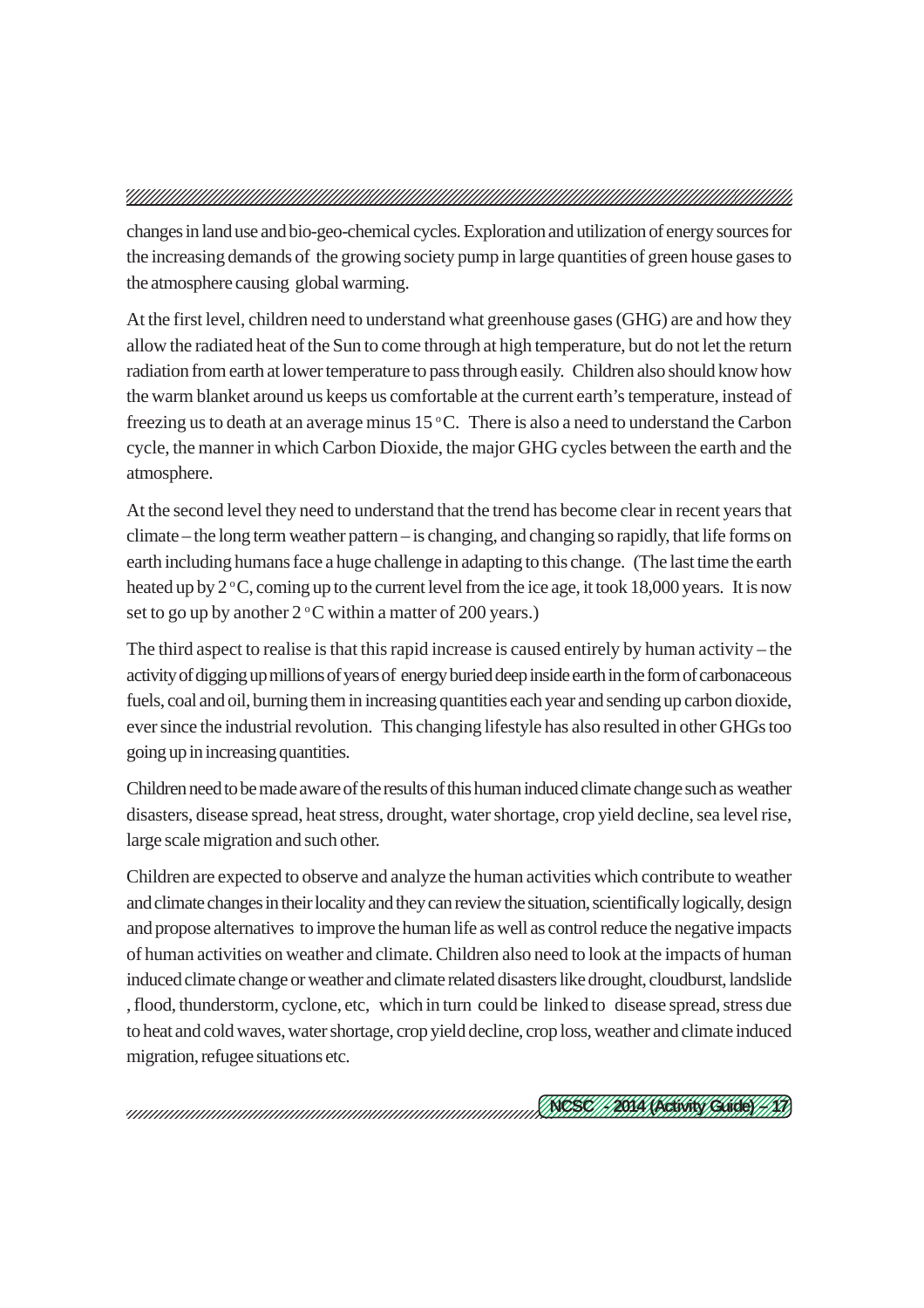changes in land use and bio-geo-chemical cycles. Exploration and utilization of energy sources for the increasing demands of the growing society pump in large quantities of green house gases to the atmosphere causing global warming.

At the first level, children need to understand what greenhouse gases (GHG) are and how they allow the radiated heat of the Sun to come through at high temperature, but do not let the return radiation from earth at lower temperature to pass through easily. Children also should know how the warm blanket around us keeps us comfortable at the current earth's temperature, instead of freezing us to death at an average minus 15 $^{o}$C. There is also a need to understand the Carbon cycle, the manner in which Carbon Dioxide, the major GHG cycles between the earth and the atmosphere.

At the second level they need to understand that the trend has become clear in recent years that climate – the long term weather pattern – is changing, and changing so rapidly, that life forms on earth including humans face a huge challenge in adapting to this change. (The last time the earth heated up by 2 $^{o}$C, coming up to the current level from the ice age, it took 18,000 years. It is now set to go up by another 2 $^{o}$C within a matter of 200 years.)

The third aspect to realise is that this rapid increase is caused entirely by human activity – the activity of digging up millions of years of energy buried deep inside earth in the form of carbonaceous fuels, coal and oil, burning them in increasing quantities each year and sending up carbon dioxide, ever since the industrial revolution. This changing lifestyle has also resulted in other GHGs too going up in increasing quantities.

Children need to be made aware of the results of this human induced climate change such as weather disasters, disease spread, heat stress, drought, water shortage, crop yield decline, sea level rise, large scale migration and such other.

Children are expected to observe and analyze the human activities which contribute to weather and climate changes in their locality and they can review the situation, scientifically logically, design and propose alternatives to improve the human life as well as control reduce the negative impacts of human activities on weather and climate. Children also need to look at the impacts of human induced climate change or weather and climate related disasters like drought, cloudburst, landslide , flood, thunderstorm, cyclone, etc, which in turn could be linked to disease spread, stress due to heat and cold waves, water shortage, crop yield decline, crop loss, weather and climate induced migration, refugee situations etc.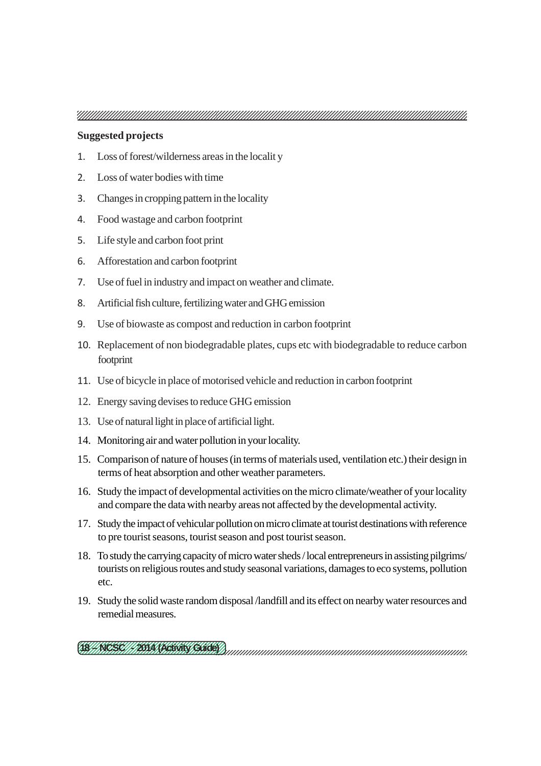**Suggested projects**

1. Loss of forest/wilderness areas in the localit y
2. Loss of water bodies with time
3. Changes in cropping pattern in the locality
4. Food wastage and carbon footprint
5. Life style and carbon foot print
6. Afforestation and carbon footprint
7. Use of fuel in industry and impact on weather and climate.
8. Artificial fish culture, fertilizing water and GHG emission
9. Use of biowaste as compost and reduction in carbon footprint
10. Replacement of non biodegradable plates, cups etc with biodegradable to reduce carbon footprint
11. Use of bicycle in place of motorised vehicle and reduction in carbon footprint
12. Energy saving devises to reduce GHG emission
13. Use of natural light in place of artificial light.
14. Monitoring air and water pollution in your locality.
15. Comparison of nature of houses (in terms of materials used, ventilation etc.) their design in terms of heat absorption and other weather parameters.
16. Study the impact of developmental activities on the micro climate/weather of your locality and compare the data with nearby areas not affected by the developmental activity.
17. Study the impact of vehicular pollution on micro climate at tourist destinations with reference to pre tourist seasons, tourist season and post tourist season.
18. To study the carrying capacity of micro water sheds / local entrepreneurs in assisting pilgrims/ tourists on religious routes and study seasonal variations, damages to eco systems, pollution etc.
19. Study the solid waste random disposal /landfill and its effect on nearby water resources and remedial measures.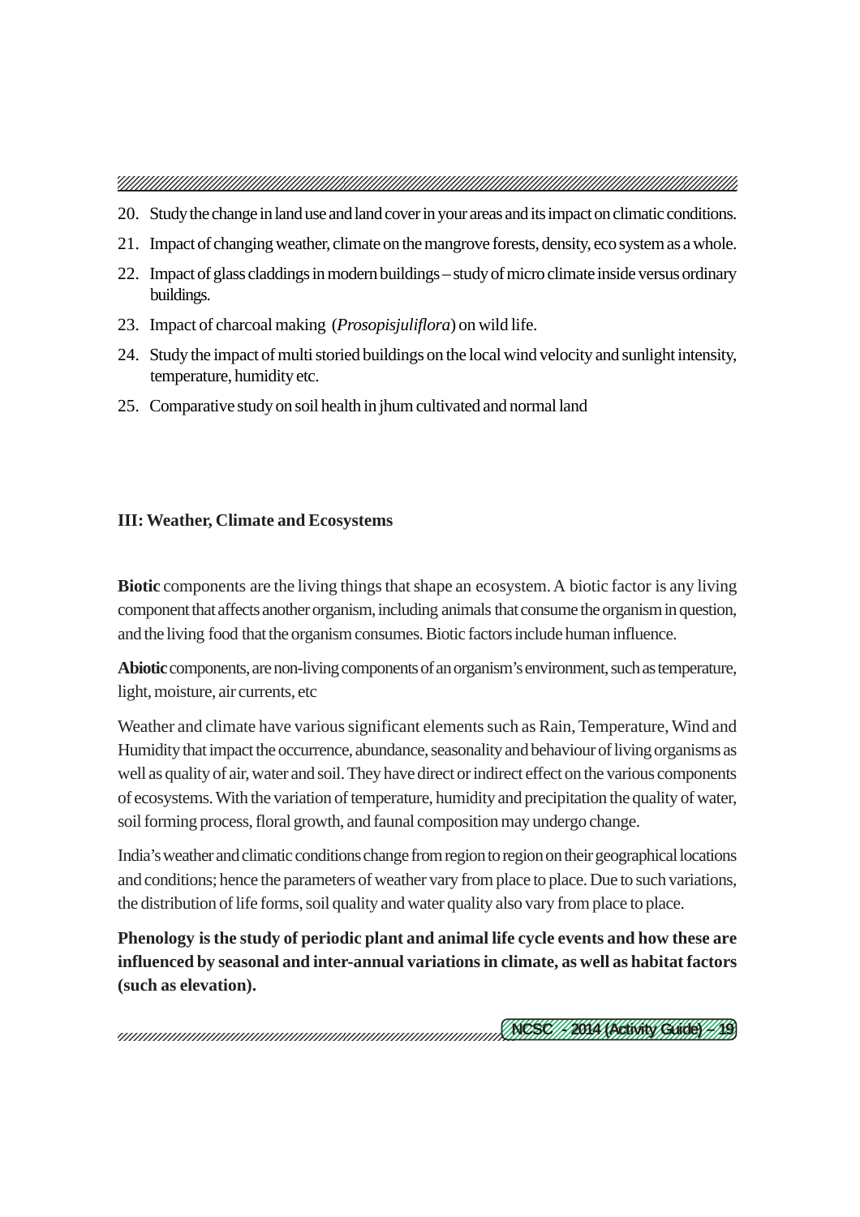20. Study the change in land use and land cover in your areas and its impact on climatic conditions.
21. Impact of changing weather, climate on the mangrove forests, density, eco system as a whole.
22. Impact of glass claddings in modern buildings – study of micro climate inside versus ordinary buildings.
23. Impact of charcoal making (*Prosopisjuliflora*) on wild life.
24. Study the impact of multi storied buildings on the local wind velocity and sunlight intensity, temperature, humidity etc.
25. Comparative study on soil health in jhum cultivated and normal land

### III: Weather, Climate and Ecosystems

**Biotic** components are the living things that shape an ecosystem. A biotic factor is any living component that affects another organism, including animals that consume the organism in question, and the living food that the organism consumes. Biotic factors include human influence.

**Abiotic** components, are non-living components of an organism's environment, such as temperature, light, moisture, air currents, etc

Weather and climate have various significant elements such as Rain, Temperature, Wind and Humidity that impact the occurrence, abundance, seasonality and behaviour of living organisms as well as quality of air, water and soil. They have direct or indirect effect on the various components of ecosystems. With the variation of temperature, humidity and precipitation the quality of water, soil forming process, floral growth, and faunal composition may undergo change.

India's weather and climatic conditions change from region to region on their geographical locations and conditions; hence the parameters of weather vary from place to place. Due to such variations, the distribution of life forms, soil quality and water quality also vary from place to place.

**Phenology is the study of periodic plant and animal life cycle events and how these are influenced by seasonal and inter-annual variations in climate, as well as habitat factors (such as elevation).**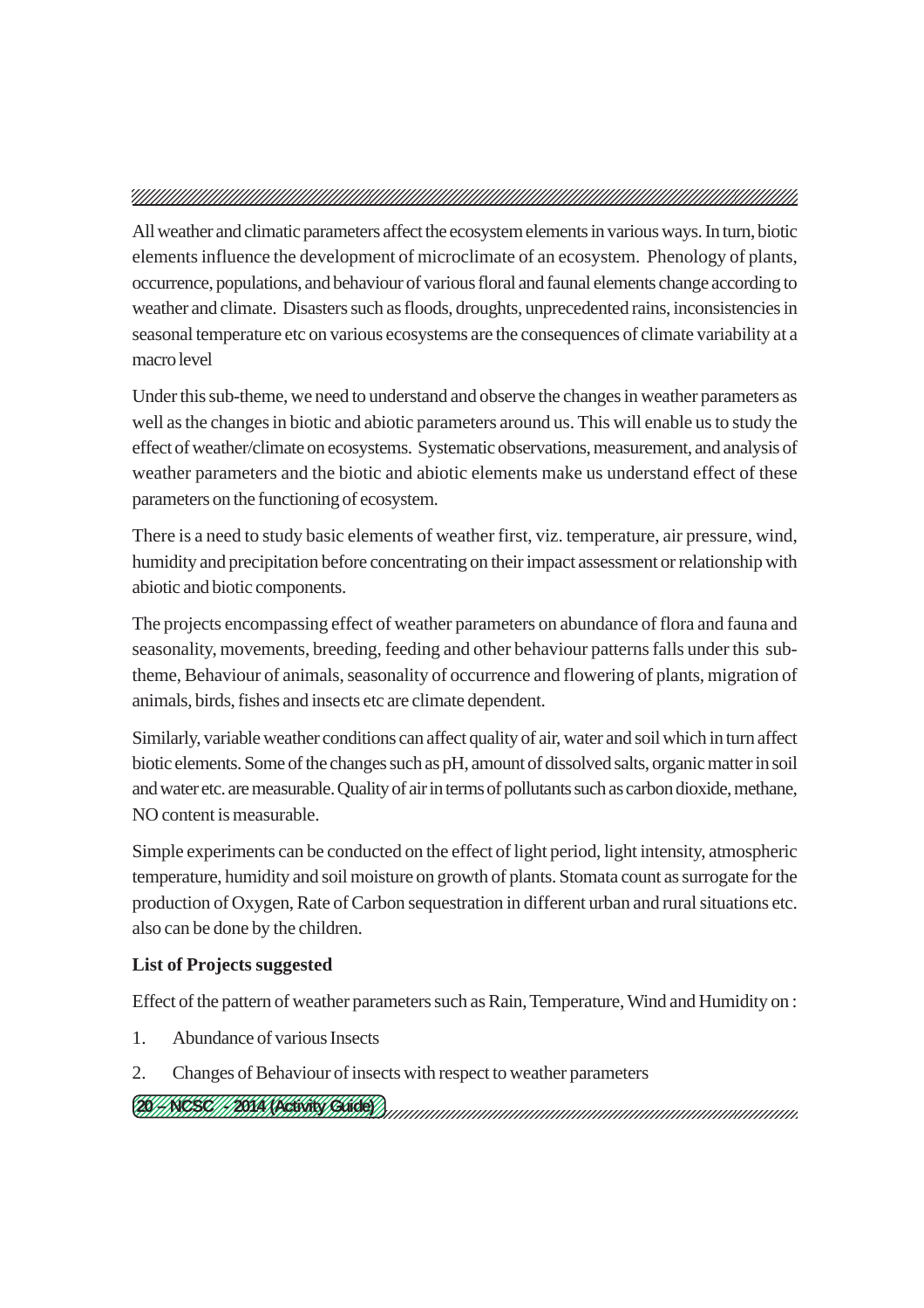All weather and climatic parameters affect the ecosystem elements in various ways. In turn, biotic elements influence the development of microclimate of an ecosystem. Phenology of plants, occurrence, populations, and behaviour of various floral and faunal elements change according to weather and climate. Disasters such as floods, droughts, unprecedented rains, inconsistencies in seasonal temperature etc on various ecosystems are the consequences of climate variability at a macro level

Under this sub-theme, we need to understand and observe the changes in weather parameters as well as the changes in biotic and abiotic parameters around us. This will enable us to study the effect of weather/climate on ecosystems. Systematic observations, measurement, and analysis of weather parameters and the biotic and abiotic elements make us understand effect of these parameters on the functioning of ecosystem.

There is a need to study basic elements of weather first, viz. temperature, air pressure, wind, humidity and precipitation before concentrating on their impact assessment or relationship with abiotic and biotic components.

The projects encompassing effect of weather parameters on abundance of flora and fauna and seasonality, movements, breeding, feeding and other behaviour patterns falls under this sub-theme, Behaviour of animals, seasonality of occurrence and flowering of plants, migration of animals, birds, fishes and insects etc are climate dependent.

Similarly, variable weather conditions can affect quality of air, water and soil which in turn affect biotic elements. Some of the changes such as pH, amount of dissolved salts, organic matter in soil and water etc. are measurable. Quality of air in terms of pollutants such as carbon dioxide, methane, NO content is measurable.

Simple experiments can be conducted on the effect of light period, light intensity, atmospheric temperature, humidity and soil moisture on growth of plants. Stomata count as surrogate for the production of Oxygen, Rate of Carbon sequestration in different urban and rural situations etc. also can be done by the children.

**List of Projects suggested**

Effect of the pattern of weather parameters such as Rain, Temperature, Wind and Humidity on :

1. Abundance of various Insects
2. Changes of Behaviour of insects with respect to weather parameters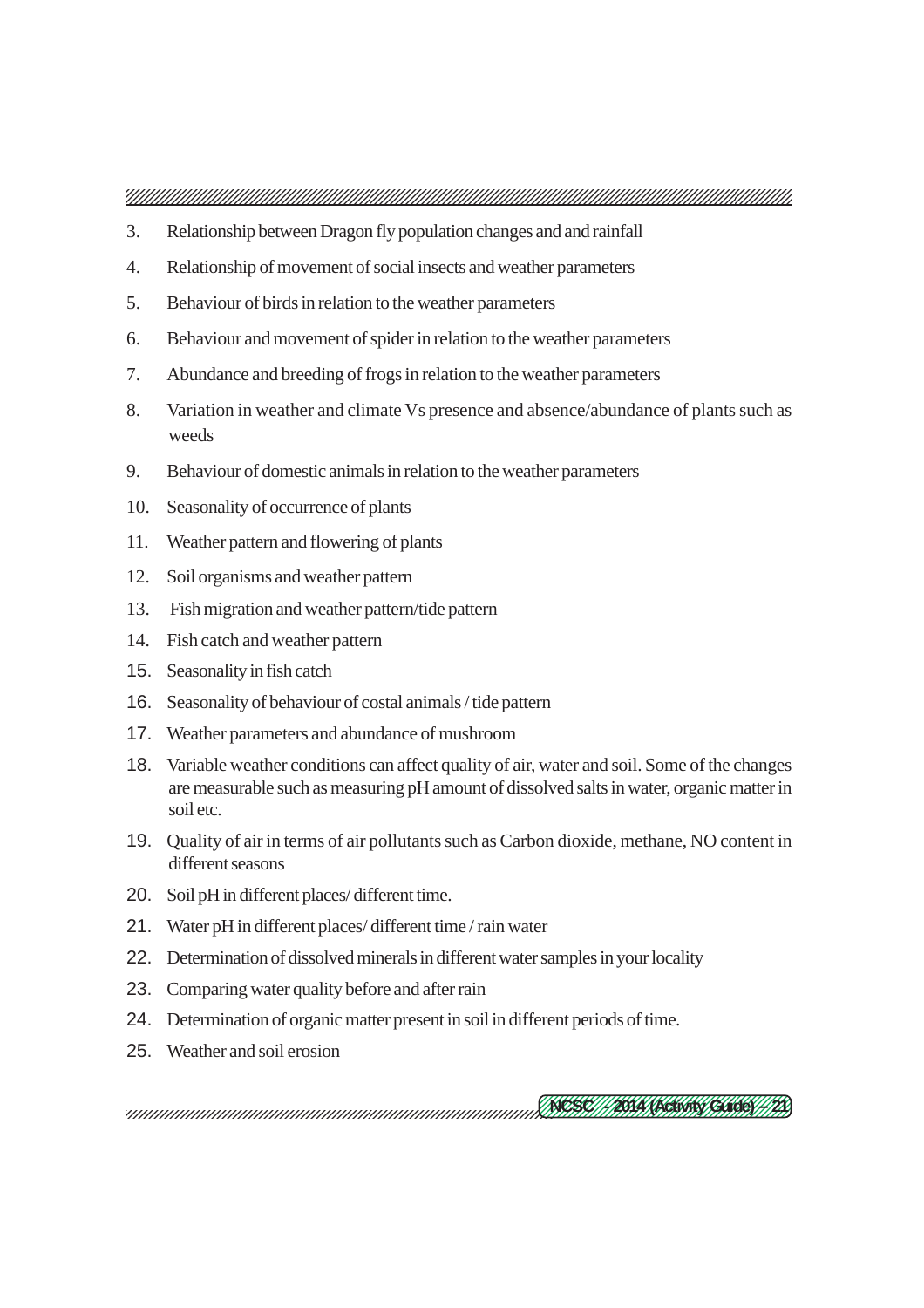3. Relationship between Dragon fly population changes and and rainfall
4. Relationship of movement of social insects and weather parameters
5. Behaviour of birds in relation to the weather parameters
6. Behaviour and movement of spider in relation to the weather parameters
7. Abundance and breeding of frogs in relation to the weather parameters
8. Variation in weather and climate Vs presence and absence/abundance of plants such as weeds
9. Behaviour of domestic animals in relation to the weather parameters
10. Seasonality of occurrence of plants
11. Weather pattern and flowering of plants
12. Soil organisms and weather pattern
13. Fish migration and weather pattern/tide pattern
14. Fish catch and weather pattern
15. Seasonality in fish catch
16. Seasonality of behaviour of costal animals / tide pattern
17. Weather parameters and abundance of mushroom
18. Variable weather conditions can affect quality of air, water and soil. Some of the changes are measurable such as measuring pH amount of dissolved salts in water, organic matter in soil etc.
19. Quality of air in terms of air pollutants such as Carbon dioxide, methane, NO content in different seasons
20. Soil pH in different places/ different time.
21. Water pH in different places/ different time / rain water
22. Determination of dissolved minerals in different water samples in your locality
23. Comparing water quality before and after rain
24. Determination of organic matter present in soil in different periods of time.
25. Weather and soil erosion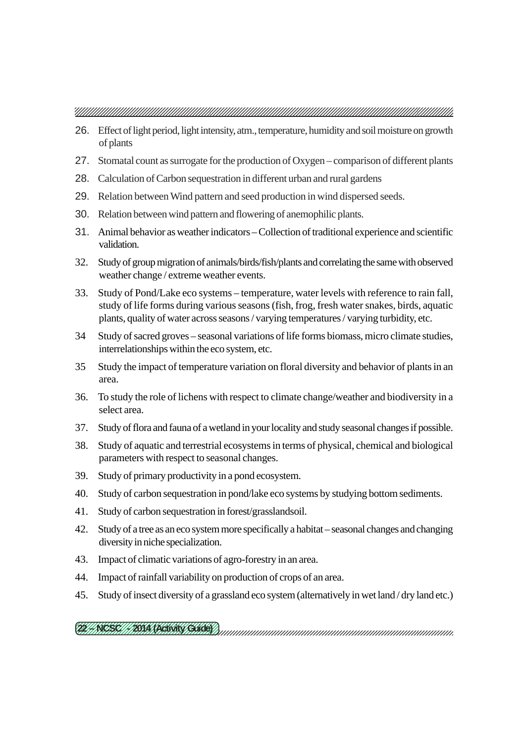26. Effect of light period, light intensity, atm., temperature, humidity and soil moisture on growth of plants

27. Stomatal count as surrogate for the production of Oxygen – comparison of different plants

28. Calculation of Carbon sequestration in different urban and rural gardens

29. Relation between Wind pattern and seed production in wind dispersed seeds.

30. Relation between wind pattern and flowering of anemophilic plants.

31. Animal behavior as weather indicators – Collection of traditional experience and scientific validation.

32. Study of group migration of animals/birds/fish/plants and correlating the same with observed weather change / extreme weather events.

33. Study of Pond/Lake eco systems – temperature, water levels with reference to rain fall, study of life forms during various seasons (fish, frog, fresh water snakes, birds, aquatic plants, quality of water across seasons / varying temperatures / varying turbidity, etc.

34 Study of sacred groves – seasonal variations of life forms biomass, micro climate studies, interrelationships within the eco system, etc.

35 Study the impact of temperature variation on floral diversity and behavior of plants in an area.

36. To study the role of lichens with respect to climate change/weather and biodiversity in a select area.

37. Study of flora and fauna of a wetland in your locality and study seasonal changes if possible.

38. Study of aquatic and terrestrial ecosystems in terms of physical, chemical and biological parameters with respect to seasonal changes.

39. Study of primary productivity in a pond ecosystem.

40. Study of carbon sequestration in pond/lake eco systems by studying bottom sediments.

41. Study of carbon sequestration in forest/grasslandsoil.

42. Study of a tree as an eco system more specifically a habitat – seasonal changes and changing diversity in niche specialization.

43. Impact of climatic variations of agro-forestry in an area.

44. Impact of rainfall variability on production of crops of an area.

45. Study of insect diversity of a grassland eco system (alternatively in wet land / dry land etc.)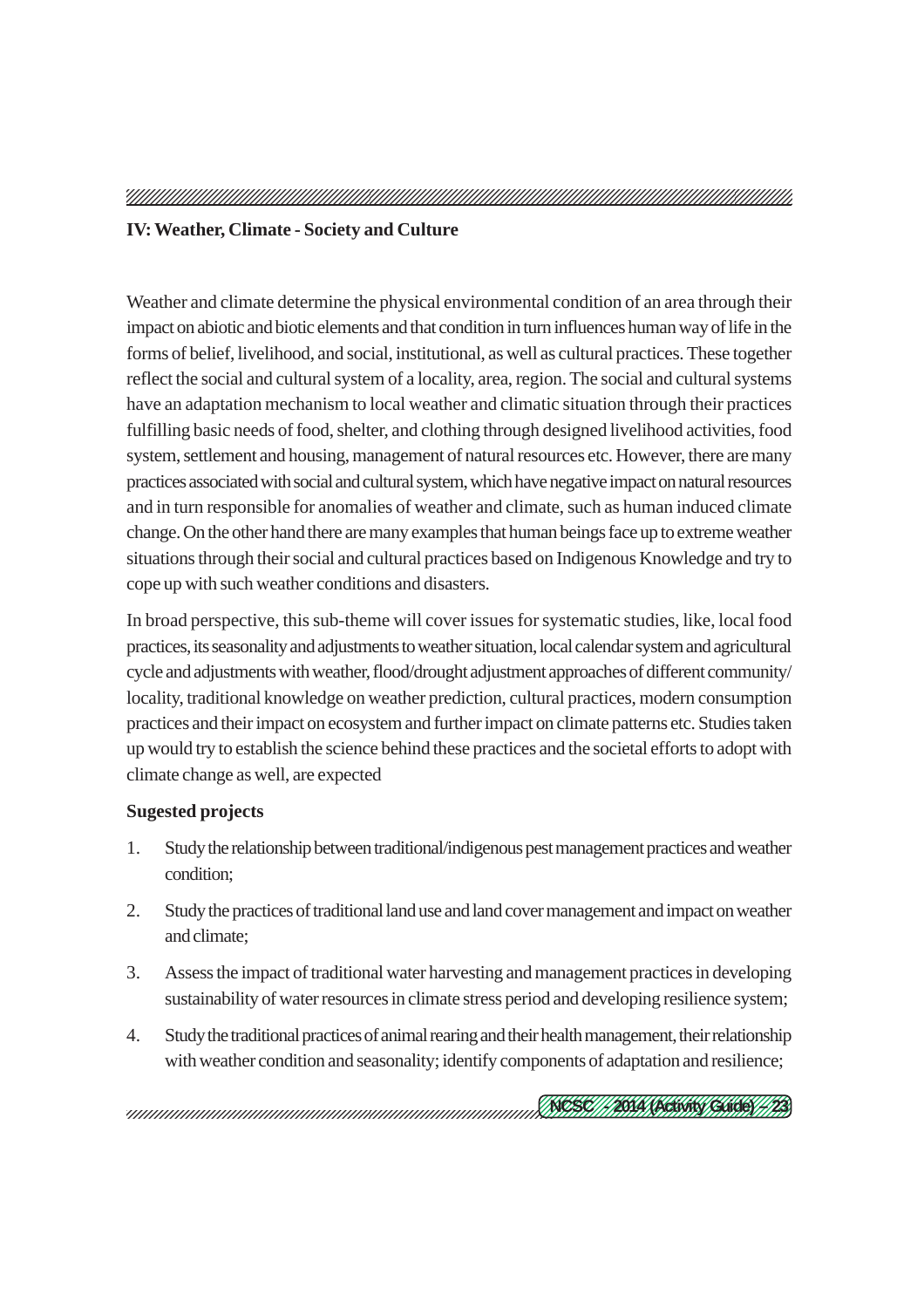**IV: Weather, Climate - Society and Culture**

Weather and climate determine the physical environmental condition of an area through their impact on abiotic and biotic elements and that condition in turn influences human way of life in the forms of belief, livelihood, and social, institutional, as well as cultural practices. These together reflect the social and cultural system of a locality, area, region. The social and cultural systems have an adaptation mechanism to local weather and climatic situation through their practices fulfilling basic needs of food, shelter, and clothing through designed livelihood activities, food system, settlement and housing, management of natural resources etc. However, there are many practices associated with social and cultural system, which have negative impact on natural resources and in turn responsible for anomalies of weather and climate, such as human induced climate change. On the other hand there are many examples that human beings face up to extreme weather situations through their social and cultural practices based on Indigenous Knowledge and try to cope up with such weather conditions and disasters.

In broad perspective, this sub-theme will cover issues for systematic studies, like, local food practices, its seasonality and adjustments to weather situation, local calendar system and agricultural cycle and adjustments with weather, flood/drought adjustment approaches of different community/ locality, traditional knowledge on weather prediction, cultural practices, modern consumption practices and their impact on ecosystem and further impact on climate patterns etc. Studies taken up would try to establish the science behind these practices and the societal efforts to adopt with climate change as well, are expected

**Sugested projects**

1. Study the relationship between traditional/indigenous pest management practices and weather condition;
2. Study the practices of traditional land use and land cover management and impact on weather and climate;
3. Assess the impact of traditional water harvesting and management practices in developing sustainability of water resources in climate stress period and developing resilience system;
4. Study the traditional practices of animal rearing and their health management, their relationship with weather condition and seasonality; identify components of adaptation and resilience;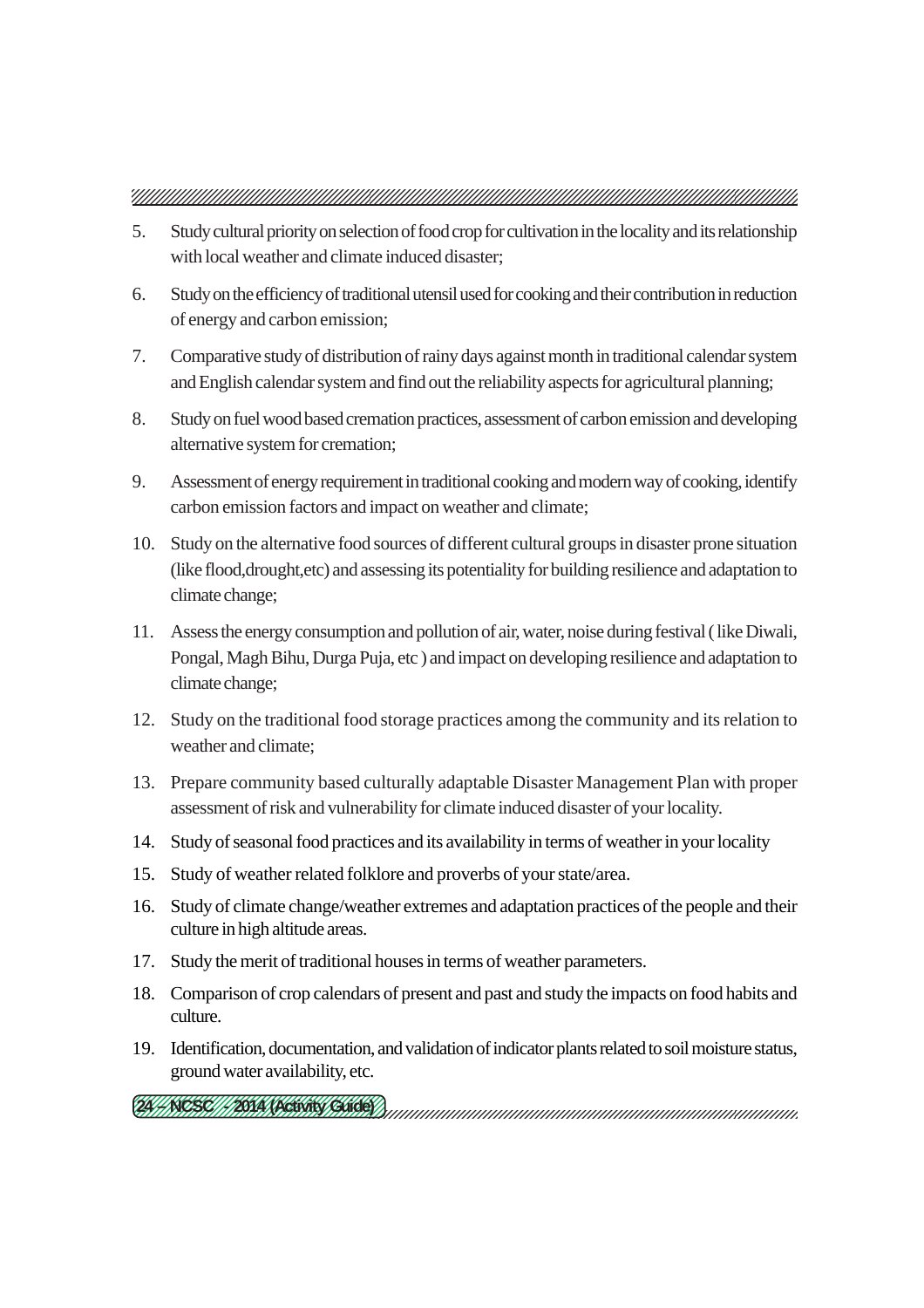5. Study cultural priority on selection of food crop for cultivation in the locality and its relationship with local weather and climate induced disaster;
6. Study on the efficiency of traditional utensil used for cooking and their contribution in reduction of energy and carbon emission;
7. Comparative study of distribution of rainy days against month in traditional calendar system and English calendar system and find out the reliability aspects for agricultural planning;
8. Study on fuel wood based cremation practices, assessment of carbon emission and developing alternative system for cremation;
9. Assessment of energy requirement in traditional cooking and modern way of cooking, identify carbon emission factors and impact on weather and climate;
10. Study on the alternative food sources of different cultural groups in disaster prone situation (like flood,drought,etc) and assessing its potentiality for building resilience and adaptation to climate change;
11. Assess the energy consumption and pollution of air, water, noise during festival ( like Diwali, Pongal, Magh Bihu, Durga Puja, etc ) and impact on developing resilience and adaptation to climate change;
12. Study on the traditional food storage practices among the community and its relation to weather and climate;
13. Prepare community based culturally adaptable Disaster Management Plan with proper assessment of risk and vulnerability for climate induced disaster of your locality.
14. Study of seasonal food practices and its availability in terms of weather in your locality
15. Study of weather related folklore and proverbs of your state/area.
16. Study of climate change/weather extremes and adaptation practices of the people and their culture in high altitude areas.
17. Study the merit of traditional houses in terms of weather parameters.
18. Comparison of crop calendars of present and past and study the impacts on food habits and culture.
19. Identification, documentation, and validation of indicator plants related to soil moisture status, ground water availability, etc.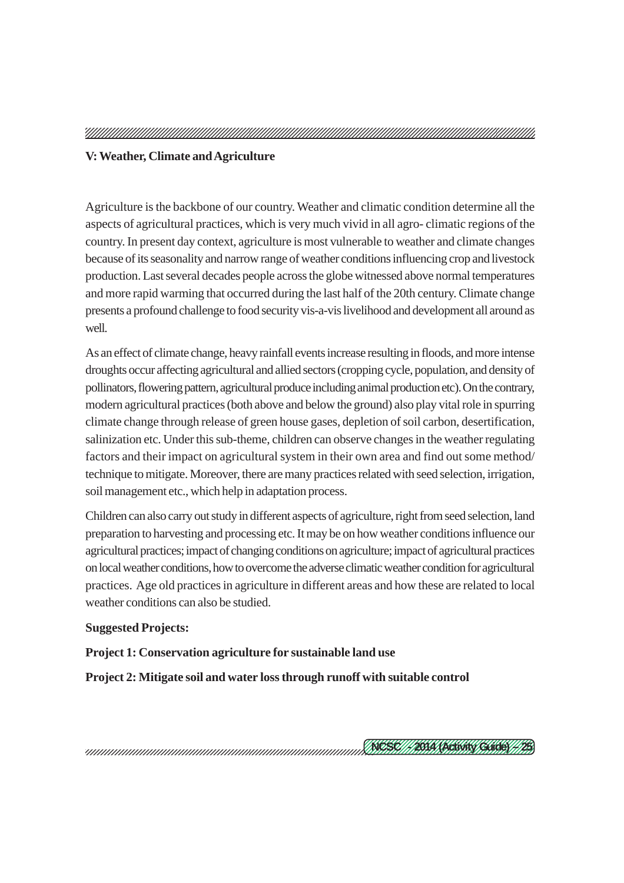## V: Weather, Climate and Agriculture

Agriculture is the backbone of our country. Weather and climatic condition determine all the aspects of agricultural practices, which is very much vivid in all agro- climatic regions of the country. In present day context, agriculture is most vulnerable to weather and climate changes because of its seasonality and narrow range of weather conditions influencing crop and livestock production. Last several decades people across the globe witnessed above normal temperatures and more rapid warming that occurred during the last half of the 20th century. Climate change presents a profound challenge to food security vis-a-vis livelihood and development all around as well.

As an effect of climate change, heavy rainfall events increase resulting in floods, and more intense droughts occur affecting agricultural and allied sectors (cropping cycle, population, and density of pollinators, flowering pattern, agricultural produce including animal production etc). On the contrary, modern agricultural practices (both above and below the ground) also play vital role in spurring climate change through release of green house gases, depletion of soil carbon, desertification, salinization etc. Under this sub-theme, children can observe changes in the weather regulating factors and their impact on agricultural system in their own area and find out some method/ technique to mitigate. Moreover, there are many practices related with seed selection, irrigation, soil management etc., which help in adaptation process.

Children can also carry out study in different aspects of agriculture, right from seed selection, land preparation to harvesting and processing etc. It may be on how weather conditions influence our agricultural practices; impact of changing conditions on agriculture; impact of agricultural practices on local weather conditions, how to overcome the adverse climatic weather condition for agricultural practices. Age old practices in agriculture in different areas and how these are related to local weather conditions can also be studied.

**Suggested Projects:**

**Project 1: Conservation agriculture for sustainable land use**

**Project 2: Mitigate soil and water loss through runoff with suitable control**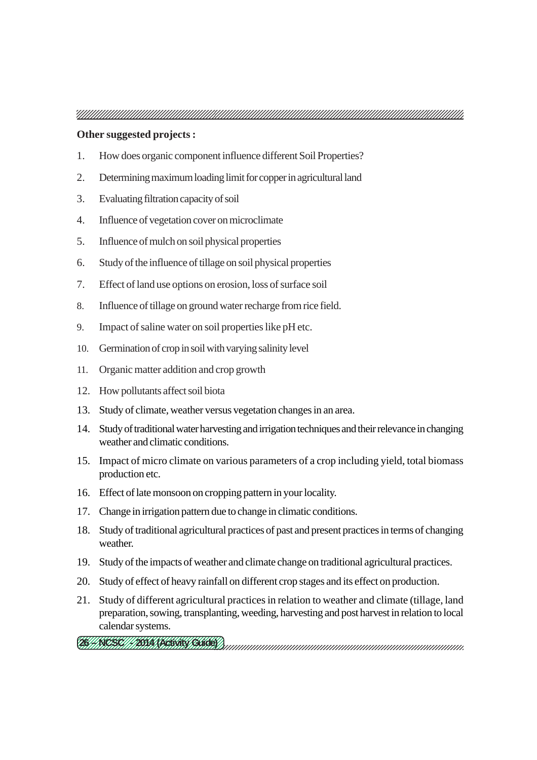**Other suggested projects :**

1. How does organic component influence different Soil Properties?
2. Determining maximum loading limit for copper in agricultural land
3. Evaluating filtration capacity of soil
4. Influence of vegetation cover on microclimate
5. Influence of mulch on soil physical properties
6. Study of the influence of tillage on soil physical properties
7. Effect of land use options on erosion, loss of surface soil
8. Influence of tillage on ground water recharge from rice field.
9. Impact of saline water on soil properties like pH etc.
10. Germination of crop in soil with varying salinity level
11. Organic matter addition and crop growth
12. How pollutants affect soil biota
13. Study of climate, weather versus vegetation changes in an area.
14. Study of traditional water harvesting and irrigation techniques and their relevance in changing weather and climatic conditions.
15. Impact of micro climate on various parameters of a crop including yield, total biomass production etc.
16. Effect of late monsoon on cropping pattern in your locality.
17. Change in irrigation pattern due to change in climatic conditions.
18. Study of traditional agricultural practices of past and present practices in terms of changing weather.
19. Study of the impacts of weather and climate change on traditional agricultural practices.
20. Study of effect of heavy rainfall on different crop stages and its effect on production.
21. Study of different agricultural practices in relation to weather and climate (tillage, land preparation, sowing, transplanting, weeding, harvesting and post harvest in relation to local calendar systems.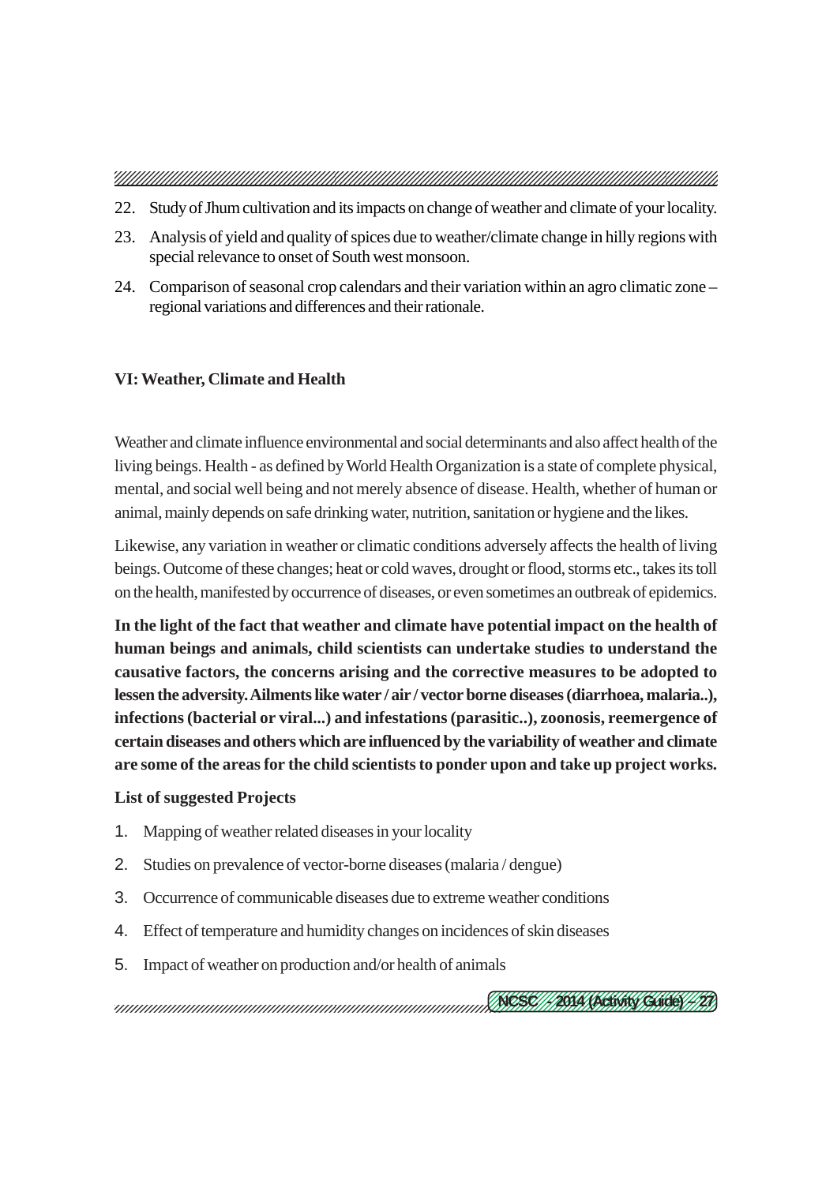22. Study of Jhum cultivation and its impacts on change of weather and climate of your locality.
23. Analysis of yield and quality of spices due to weather/climate change in hilly regions with special relevance to onset of South west monsoon.
24. Comparison of seasonal crop calendars and their variation within an agro climatic zone – regional variations and differences and their rationale.

## VI: Weather, Climate and Health

Weather and climate influence environmental and social determinants and also affect health of the living beings. Health - as defined by World Health Organization is a state of complete physical, mental, and social well being and not merely absence of disease. Health, whether of human or animal, mainly depends on safe drinking water, nutrition, sanitation or hygiene and the likes.

Likewise, any variation in weather or climatic conditions adversely affects the health of living beings. Outcome of these changes; heat or cold waves, drought or flood, storms etc., takes its toll on the health, manifested by occurrence of diseases, or even sometimes an outbreak of epidemics.

**In the light of the fact that weather and climate have potential impact on the health of human beings and animals, child scientists can undertake studies to understand the causative factors, the concerns arising and the corrective measures to be adopted to lessen the adversity. Ailments like water / air / vector borne diseases (diarrhoea, malaria..), infections (bacterial or viral...) and infestations (parasitic..), zoonosis, reemergence of certain diseases and others which are influenced by the variability of weather and climate are some of the areas for the child scientists to ponder upon and take up project works.**

**List of suggested Projects**

1. Mapping of weather related diseases in your locality
2. Studies on prevalence of vector-borne diseases (malaria / dengue)
3. Occurrence of communicable diseases due to extreme weather conditions
4. Effect of temperature and humidity changes on incidences of skin diseases
5. Impact of weather on production and/or health of animals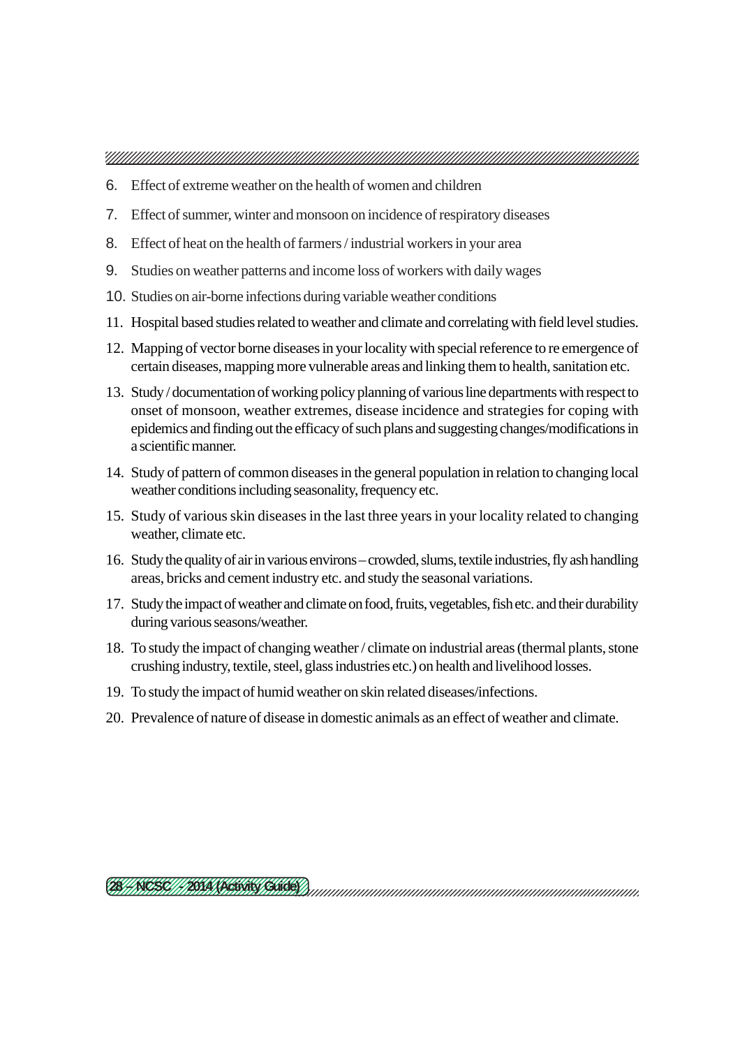6. Effect of extreme weather on the health of women and children
7. Effect of summer, winter and monsoon on incidence of respiratory diseases
8. Effect of heat on the health of farmers / industrial workers in your area
9. Studies on weather patterns and income loss of workers with daily wages
10. Studies on air-borne infections during variable weather conditions
11. Hospital based studies related to weather and climate and correlating with field level studies.
12. Mapping of vector borne diseases in your locality with special reference to re emergence of certain diseases, mapping more vulnerable areas and linking them to health, sanitation etc.
13. Study / documentation of working policy planning of various line departments with respect to onset of monsoon, weather extremes, disease incidence and strategies for coping with epidemics and finding out the efficacy of such plans and suggesting changes/modifications in a scientific manner.
14. Study of pattern of common diseases in the general population in relation to changing local weather conditions including seasonality, frequency etc.
15. Study of various skin diseases in the last three years in your locality related to changing weather, climate etc.
16. Study the quality of air in various environs – crowded, slums, textile industries, fly ash handling areas, bricks and cement industry etc. and study the seasonal variations.
17. Study the impact of weather and climate on food, fruits, vegetables, fish etc. and their durability during various seasons/weather.
18. To study the impact of changing weather / climate on industrial areas (thermal plants, stone crushing industry, textile, steel, glass industries etc.) on health and livelihood losses.
19. To study the impact of humid weather on skin related diseases/infections.
20. Prevalence of nature of disease in domestic animals as an effect of weather and climate.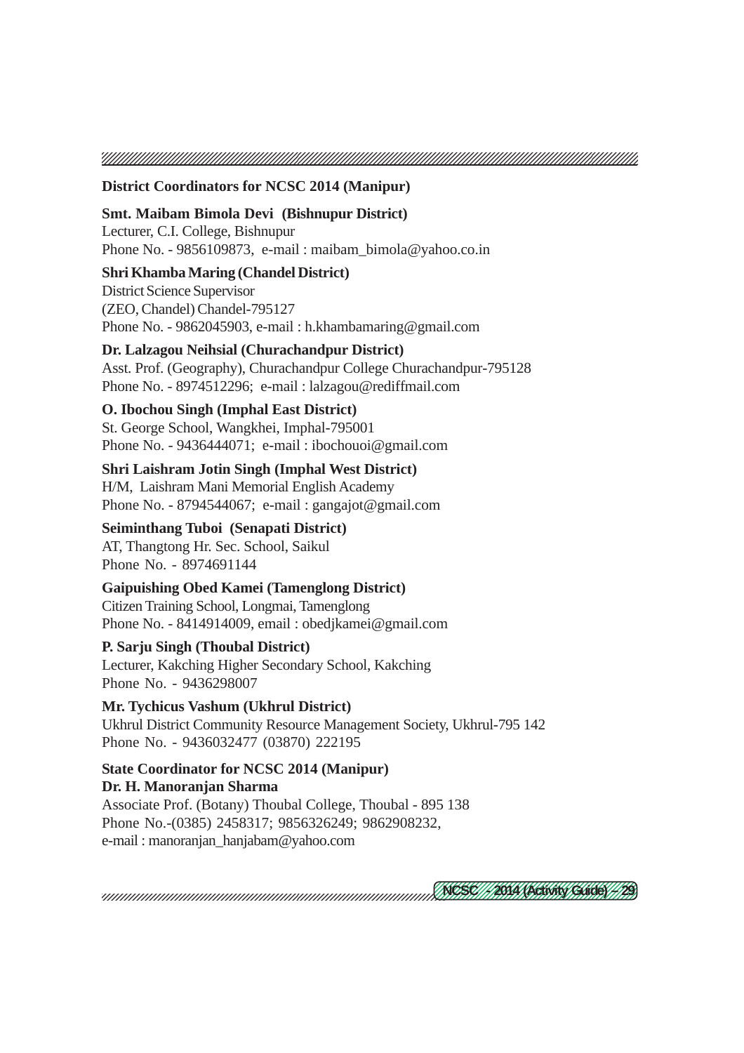**District Coordinators for NCSC 2014 (Manipur)**

**Smt. Maibam Bimola Devi (Bishnupur District)**
Lecturer, C.I. College, Bishnupur
Phone No. - 9856109873, e-mail : maibam_bimola@yahoo.co.in

**Shri Khamba Maring (Chandel District)**
District Science Supervisor
(ZEO, Chandel) Chandel-795127
Phone No. - 9862045903, e-mail : h.khambamaring@gmail.com

**Dr. Lalzagou Neihsial (Churachandpur District)**
Asst. Prof. (Geography), Churachandpur College Churachandpur-795128
Phone No. - 8974512296; e-mail : lalzagou@rediffmail.com

**O. Ibochou Singh (Imphal East District)**
St. George School, Wangkhei, Imphal-795001
Phone No. - 9436444071; e-mail : ibochouoi@gmail.com

**Shri Laishram Jotin Singh (Imphal West District)**
H/M, Laishram Mani Memorial English Academy
Phone No. - 8794544067; e-mail : gangajot@gmail.com

**Seiminthang Tuboi (Senapati District)**
AT, Thangtong Hr. Sec. School, Saikul
Phone No. - 8974691144

**Gaipuishing Obed Kamei (Tamenglong District)**
Citizen Training School, Longmai, Tamenglong
Phone No. - 8414914009, email : obedjkamei@gmail.com

**P. Sarju Singh (Thoubal District)**
Lecturer, Kakching Higher Secondary School, Kakching
Phone No. - 9436298007

**Mr. Tychicus Vashum (Ukhrul District)**
Ukhrul District Community Resource Management Society, Ukhrul-795 142
Phone No. - 9436032477 (03870) 222195

**State Coordinator for NCSC 2014 (Manipur)**
**Dr. H. Manoranjan Sharma**
Associate Prof. (Botany) Thoubal College, Thoubal - 895 138
Phone No.-(0385) 2458317; 9856326249; 9862908232,
e-mail : manoranjan_hanjabam@yahoo.com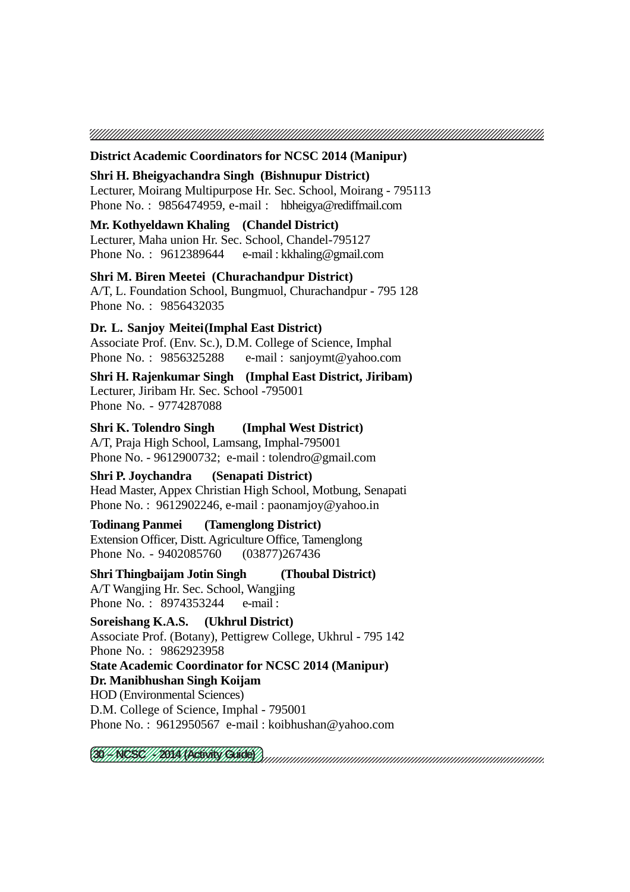## District Academic Coordinators for NCSC 2014 (Manipur)

**Shri H. Bheigyachandra Singh (Bishnupur District)**
Lecturer, Moirang Multipurpose Hr. Sec. School, Moirang - 795113
Phone No. : 9856474959, e-mail : hbheigya@rediffmail.com

**Mr. Kothyeldawn Khaling (Chandel District)**
Lecturer, Maha union Hr. Sec. School, Chandel-795127
Phone No. : 9612389644 e-mail : kkhaling@gmail.com

**Shri M. Biren Meetei (Churachandpur District)**
A/T, L. Foundation School, Bungmuol, Churachandpur - 795 128
Phone No. : 9856432035

**Dr. L. Sanjoy Meitei (Imphal East District)**
Associate Prof. (Env. Sc.), D.M. College of Science, Imphal
Phone No. : 9856325288 e-mail : sanjoymt@yahoo.com

**Shri H. Rajenkumar Singh (Imphal East District, Jiribam)**
Lecturer, Jiribam Hr. Sec. School -795001
Phone No. - 9774287088

**Shri K. Tolendro Singh (Imphal West District)**
A/T, Praja High School, Lamsang, Imphal-795001
Phone No. - 9612900732; e-mail : tolendro@gmail.com

**Shri P. Joychandra (Senapati District)**
Head Master, Appex Christian High School, Motbung, Senapati
Phone No. : 9612902246, e-mail : paonamjoy@yahoo.in

**Todinang Panmei (Tamenglong District)**
Extension Officer, Distt. Agriculture Office, Tamenglong
Phone No. - 9402085760 (03877)267436

**Shri Thingbaijam Jotin Singh (Thoubal District)**
A/T Wangjing Hr. Sec. School, Wangjing
Phone No. : 8974353244 e-mail :

**Soreishang K.A.S. (Ukhrul District)**
Associate Prof. (Botany), Pettigrew College, Ukhrul - 795 142
Phone No. : 9862923958

**State Academic Coordinator for NCSC 2014 (Manipur)**
**Dr. Manibhushan Singh Koijam**
HOD (Environmental Sciences)
D.M. College of Science, Imphal - 795001
Phone No. : 9612950567 e-mail : koibhushan@yahoo.com